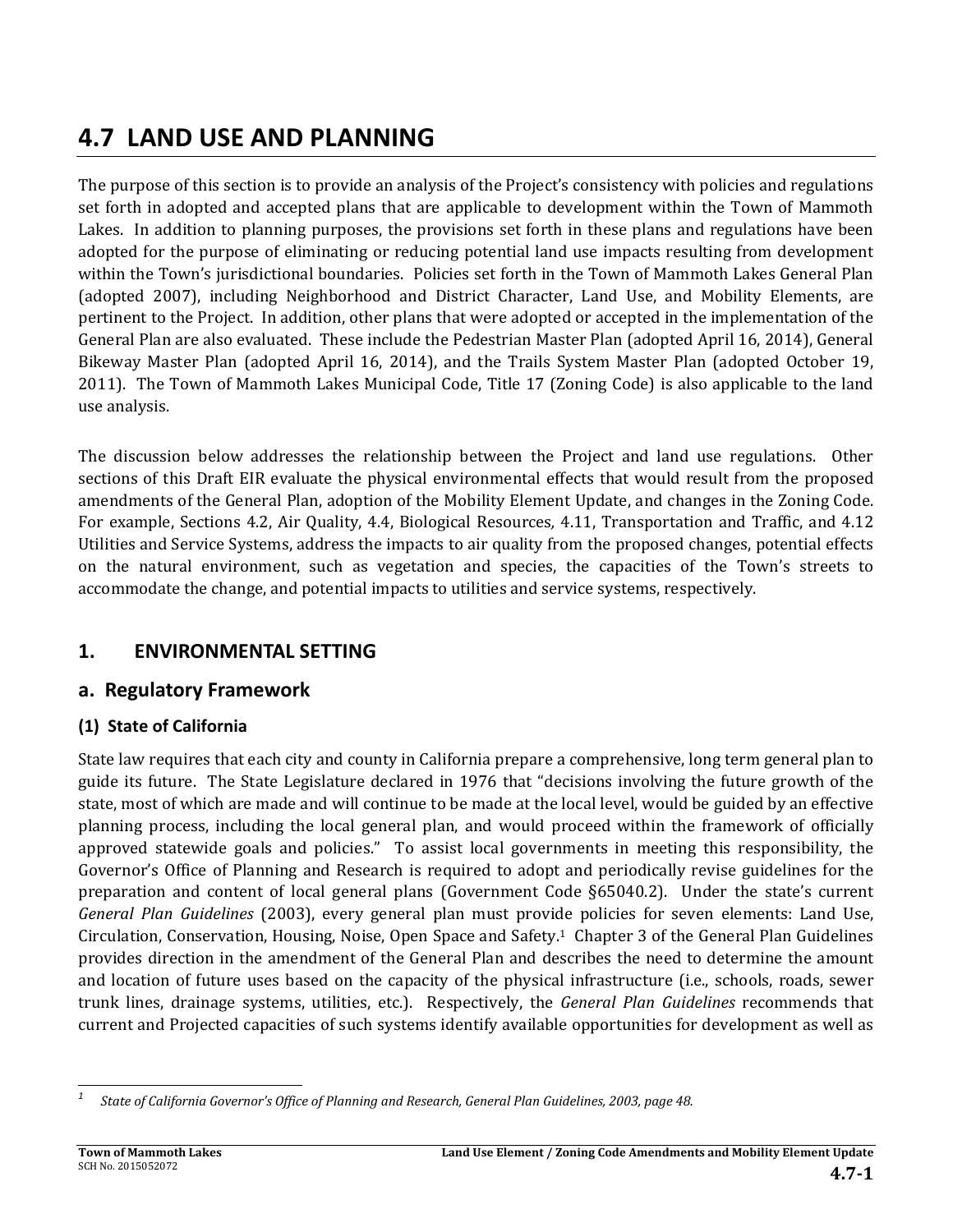# 4.7 LAND USE AND PLANNING

The purpose of this section is to provide an analysis of the Project's consistency with policies and regulations set forth in adopted and accepted plans that are applicable to development within the Town of Mammoth Lakes. In addition to planning purposes, the provisions set forth in these plans and regulations have been adopted for the purpose of eliminating or reducing potential land use impacts resulting from development within the Town's jurisdictional boundaries. Policies set forth in the Town of Mammoth Lakes General Plan (adopted 2007), including Neighborhood and District Character, Land Use, and Mobility Elements, are pertinent to the Project. In addition, other plans that were adopted or accepted in the implementation of the General Plan are also evaluated. These include the Pedestrian Master Plan (adopted April 16, 2014), General Bikeway Master Plan (adopted April 16, 2014), and the Trails System Master Plan (adopted October 19, 2011). The Town of Mammoth Lakes Municipal Code, Title 17 (Zoning Code) is also applicable to the land use analysis.

The discussion below addresses the relationship between the Project and land use regulations. Other sections of this Draft EIR evaluate the physical environmental effects that would result from the proposed amendments of the General Plan, adoption of the Mobility Element Update, and changes in the Zoning Code. For example, Sections 4.2, Air Quality, 4.4, Biological Resources, 4.11, Transportation and Traffic, and 4.12 Utilities and Service Systems, address the impacts to air quality from the proposed changes, potential effects on the natural environment, such as vegetation and species, the capacities of the Town's streets to accommodate the change, and potential impacts to utilities and service systems, respectively.

## 1. ENVIRONMENTAL SETTING

## a. Regulatory Framework

### (1) State of California

State law requires that each city and county in California prepare a comprehensive, long term general plan to guide its future. The State Legislature declared in 1976 that "decisions involving the future growth of the state, most of which are made and will continue to be made at the local level, would be guided by an effective planning process, including the local general plan, and would proceed within the framework of officially approved statewide goals and policies." To assist local governments in meeting this responsibility, the Governor's Office of Planning and Research is required to adopt and periodically revise guidelines for the preparation and content of local general plans (Government Code §65040.2). Under the state's current *General Plan Guidelines* (2003), every general plan must provide policies for seven elements: Land Use, Circulation, Conservation, Housing, Noise, Open Space and Safety.[1] Chapter 3 of the General Plan Guidelines provides direction in the amendment of the General Plan and describes the need to determine the amount and location of future uses based on the capacity of the physical infrastructure (i.e., schools, roads, sewer trunk lines, drainage systems, utilities, etc.). Respectively, the *General Plan Guidelines* recommends that current and Projected capacities of such systems identify available opportunities for development as well as

[1] *State of California Governor's Office of Planning and Research, General Plan Guidelines, 2003, page 48.*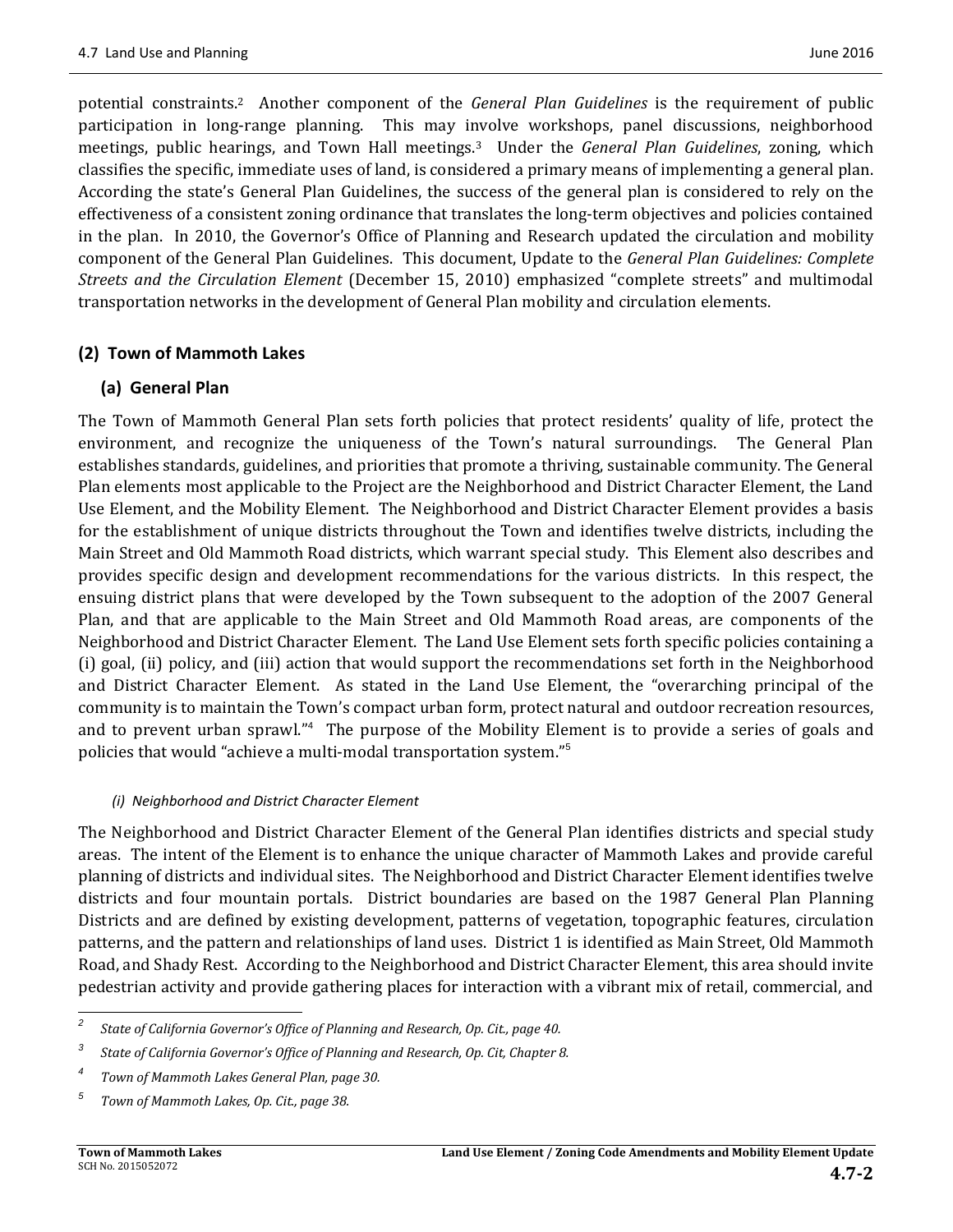potential constraints.[2] Another component of the *General Plan Guidelines* is the requirement of public participation in long-range planning. This may involve workshops, panel discussions, neighborhood meetings, public hearings, and Town Hall meetings.[3] Under the *General Plan Guidelines*, zoning, which classifies the specific, immediate uses of land, is considered a primary means of implementing a general plan. According the state's General Plan Guidelines, the success of the general plan is considered to rely on the effectiveness of a consistent zoning ordinance that translates the long-term objectives and policies contained in the plan. In 2010, the Governor's Office of Planning and Research updated the circulation and mobility component of the General Plan Guidelines. This document, Update to the *General Plan Guidelines: Complete Streets and the Circulation Element* (December 15, 2010) emphasized "complete streets" and multimodal transportation networks in the development of General Plan mobility and circulation elements.

## (2) Town of Mammoth Lakes

### (a) General Plan

The Town of Mammoth General Plan sets forth policies that protect residents' quality of life, protect the environment, and recognize the uniqueness of the Town's natural surroundings. The General Plan establishes standards, guidelines, and priorities that promote a thriving, sustainable community. The General Plan elements most applicable to the Project are the Neighborhood and District Character Element, the Land Use Element, and the Mobility Element. The Neighborhood and District Character Element provides a basis for the establishment of unique districts throughout the Town and identifies twelve districts, including the Main Street and Old Mammoth Road districts, which warrant special study. This Element also describes and provides specific design and development recommendations for the various districts. In this respect, the ensuing district plans that were developed by the Town subsequent to the adoption of the 2007 General Plan, and that are applicable to the Main Street and Old Mammoth Road areas, are components of the Neighborhood and District Character Element. The Land Use Element sets forth specific policies containing a (i) goal, (ii) policy, and (iii) action that would support the recommendations set forth in the Neighborhood and District Character Element. As stated in the Land Use Element, the "overarching principal of the community is to maintain the Town's compact urban form, protect natural and outdoor recreation resources, and to prevent urban sprawl."[4] The purpose of the Mobility Element is to provide a series of goals and policies that would "achieve a multi-modal transportation system."[5]

#### *(i) Neighborhood and District Character Element*

The Neighborhood and District Character Element of the General Plan identifies districts and special study areas. The intent of the Element is to enhance the unique character of Mammoth Lakes and provide careful planning of districts and individual sites. The Neighborhood and District Character Element identifies twelve districts and four mountain portals. District boundaries are based on the 1987 General Plan Planning Districts and are defined by existing development, patterns of vegetation, topographic features, circulation patterns, and the pattern and relationships of land uses. District 1 is identified as Main Street, Old Mammoth Road, and Shady Rest. According to the Neighborhood and District Character Element, this area should invite pedestrian activity and provide gathering places for interaction with a vibrant mix of retail, commercial, and

---

[2] *State of California Governor's Office of Planning and Research, Op. Cit., page 40.*

[3] *State of California Governor's Office of Planning and Research, Op. Cit, Chapter 8.*

[4] *Town of Mammoth Lakes General Plan, page 30.*

[5] *Town of Mammoth Lakes, Op. Cit., page 38.*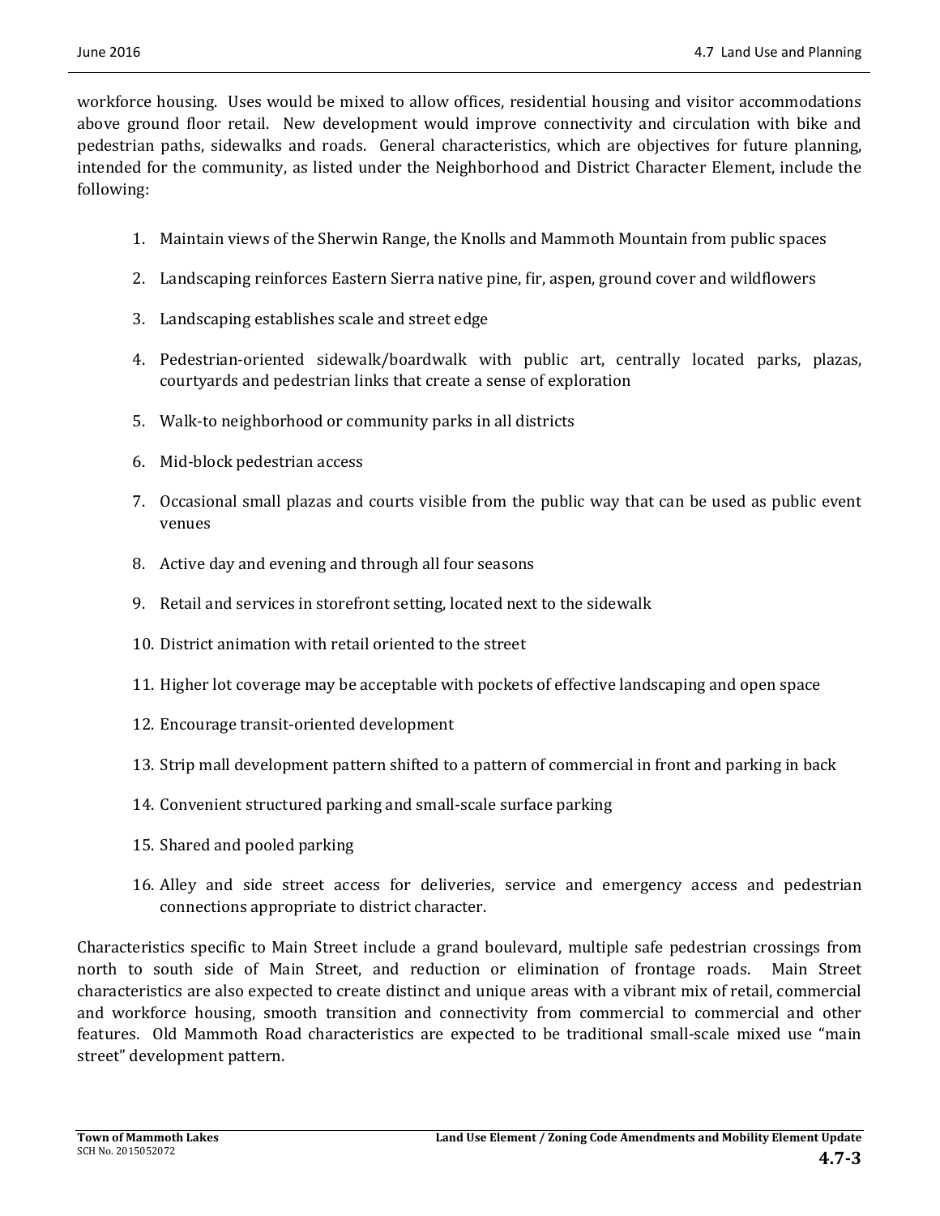workforce housing. Uses would be mixed to allow offices, residential housing and visitor accommodations above ground floor retail. New development would improve connectivity and circulation with bike and pedestrian paths, sidewalks and roads. General characteristics, which are objectives for future planning, intended for the community, as listed under the Neighborhood and District Character Element, include the following:

1. Maintain views of the Sherwin Range, the Knolls and Mammoth Mountain from public spaces
2. Landscaping reinforces Eastern Sierra native pine, fir, aspen, ground cover and wildflowers
3. Landscaping establishes scale and street edge
4. Pedestrian-oriented sidewalk/boardwalk with public art, centrally located parks, plazas, courtyards and pedestrian links that create a sense of exploration
5. Walk-to neighborhood or community parks in all districts
6. Mid-block pedestrian access
7. Occasional small plazas and courts visible from the public way that can be used as public event venues
8. Active day and evening and through all four seasons
9. Retail and services in storefront setting, located next to the sidewalk
10. District animation with retail oriented to the street
11. Higher lot coverage may be acceptable with pockets of effective landscaping and open space
12. Encourage transit-oriented development
13. Strip mall development pattern shifted to a pattern of commercial in front and parking in back
14. Convenient structured parking and small-scale surface parking
15. Shared and pooled parking
16. Alley and side street access for deliveries, service and emergency access and pedestrian connections appropriate to district character.

Characteristics specific to Main Street include a grand boulevard, multiple safe pedestrian crossings from north to south side of Main Street, and reduction or elimination of frontage roads. Main Street characteristics are also expected to create distinct and unique areas with a vibrant mix of retail, commercial and workforce housing, smooth transition and connectivity from commercial to commercial and other features. Old Mammoth Road characteristics are expected to be traditional small-scale mixed use "main street" development pattern.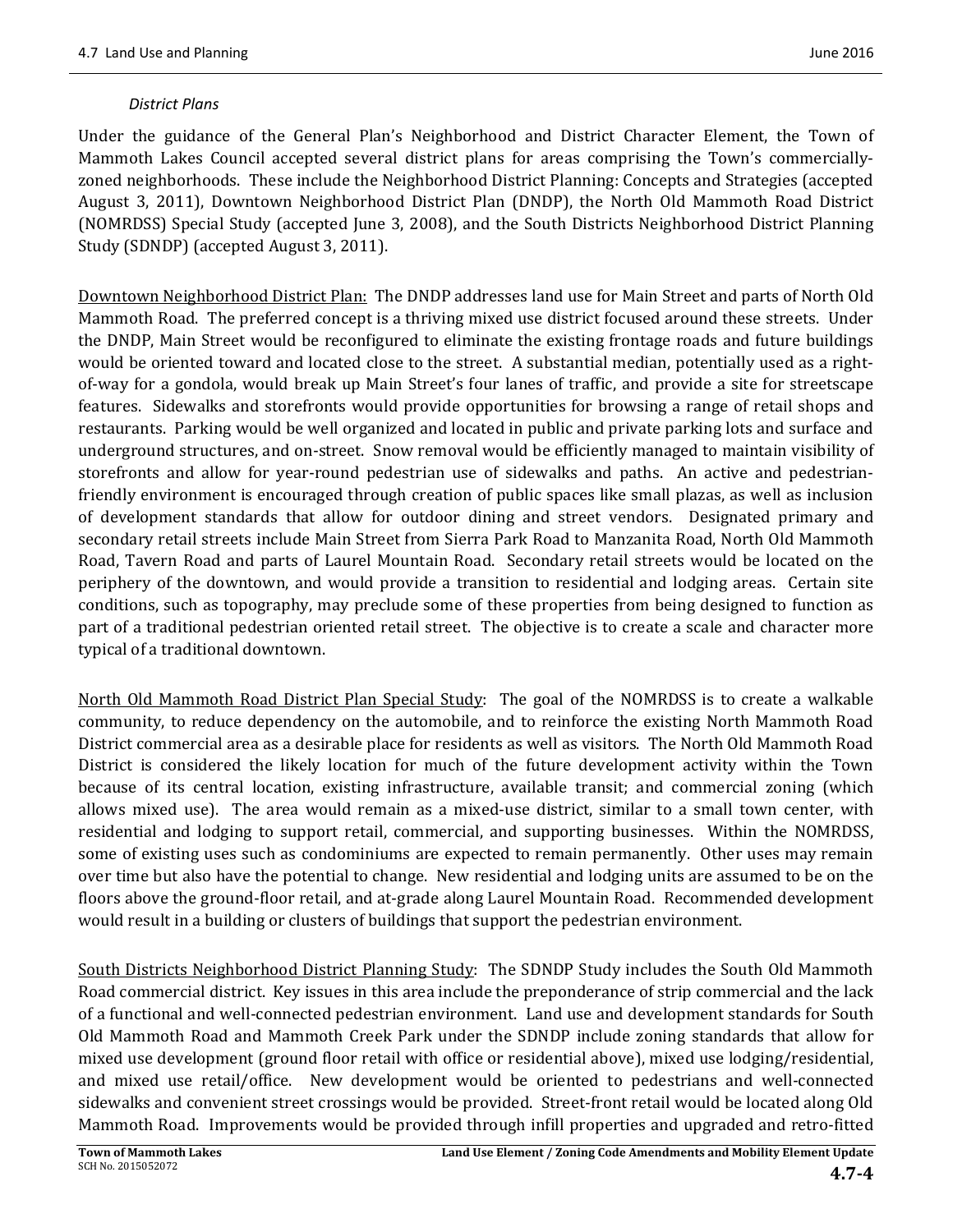*District Plans*

Under the guidance of the General Plan's Neighborhood and District Character Element, the Town of Mammoth Lakes Council accepted several district plans for areas comprising the Town's commercially-zoned neighborhoods. These include the Neighborhood District Planning: Concepts and Strategies (accepted August 3, 2011), Downtown Neighborhood District Plan (DNDP), the North Old Mammoth Road District (NOMRDSS) Special Study (accepted June 3, 2008), and the South Districts Neighborhood District Planning Study (SDNDP) (accepted August 3, 2011).

Downtown Neighborhood District Plan: The DNDP addresses land use for Main Street and parts of North Old Mammoth Road. The preferred concept is a thriving mixed use district focused around these streets. Under the DNDP, Main Street would be reconfigured to eliminate the existing frontage roads and future buildings would be oriented toward and located close to the street. A substantial median, potentially used as a right-of-way for a gondola, would break up Main Street's four lanes of traffic, and provide a site for streetscape features. Sidewalks and storefronts would provide opportunities for browsing a range of retail shops and restaurants. Parking would be well organized and located in public and private parking lots and surface and underground structures, and on-street. Snow removal would be efficiently managed to maintain visibility of storefronts and allow for year-round pedestrian use of sidewalks and paths. An active and pedestrian-friendly environment is encouraged through creation of public spaces like small plazas, as well as inclusion of development standards that allow for outdoor dining and street vendors. Designated primary and secondary retail streets include Main Street from Sierra Park Road to Manzanita Road, North Old Mammoth Road, Tavern Road and parts of Laurel Mountain Road. Secondary retail streets would be located on the periphery of the downtown, and would provide a transition to residential and lodging areas. Certain site conditions, such as topography, may preclude some of these properties from being designed to function as part of a traditional pedestrian oriented retail street. The objective is to create a scale and character more typical of a traditional downtown.

North Old Mammoth Road District Plan Special Study: The goal of the NOMRDSS is to create a walkable community, to reduce dependency on the automobile, and to reinforce the existing North Mammoth Road District commercial area as a desirable place for residents as well as visitors. The North Old Mammoth Road District is considered the likely location for much of the future development activity within the Town because of its central location, existing infrastructure, available transit; and commercial zoning (which allows mixed use). The area would remain as a mixed-use district, similar to a small town center, with residential and lodging to support retail, commercial, and supporting businesses. Within the NOMRDSS, some of existing uses such as condominiums are expected to remain permanently. Other uses may remain over time but also have the potential to change. New residential and lodging units are assumed to be on the floors above the ground-floor retail, and at-grade along Laurel Mountain Road. Recommended development would result in a building or clusters of buildings that support the pedestrian environment.

South Districts Neighborhood District Planning Study: The SDNDP Study includes the South Old Mammoth Road commercial district. Key issues in this area include the preponderance of strip commercial and the lack of a functional and well-connected pedestrian environment. Land use and development standards for South Old Mammoth Road and Mammoth Creek Park under the SDNDP include zoning standards that allow for mixed use development (ground floor retail with office or residential above), mixed use lodging/residential, and mixed use retail/office. New development would be oriented to pedestrians and well-connected sidewalks and convenient street crossings would be provided. Street-front retail would be located along Old Mammoth Road. Improvements would be provided through infill properties and upgraded and retro-fitted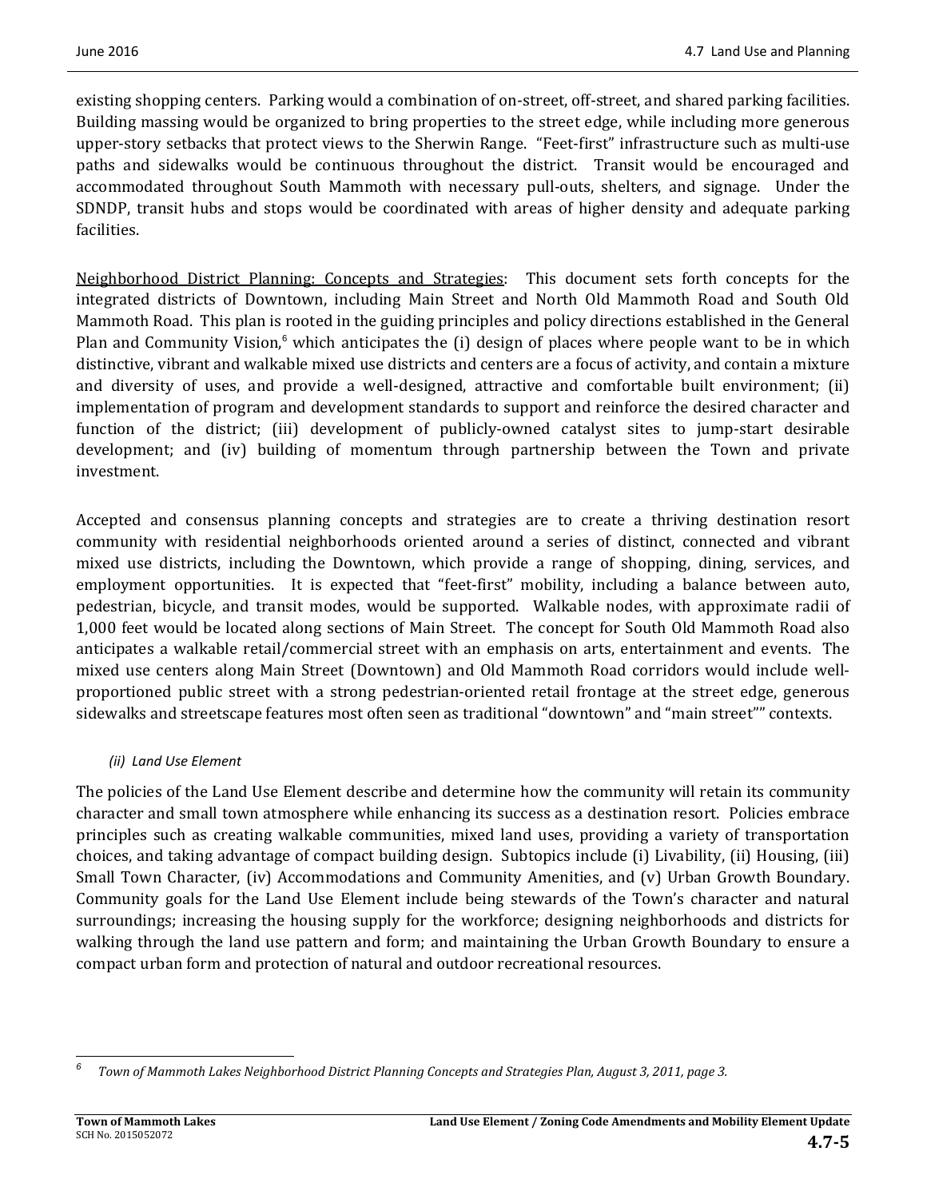existing shopping centers. Parking would a combination of on-street, off-street, and shared parking facilities. Building massing would be organized to bring properties to the street edge, while including more generous upper-story setbacks that protect views to the Sherwin Range. "Feet-first" infrastructure such as multi-use paths and sidewalks would be continuous throughout the district. Transit would be encouraged and accommodated throughout South Mammoth with necessary pull-outs, shelters, and signage. Under the SDNDP, transit hubs and stops would be coordinated with areas of higher density and adequate parking facilities.

<u>Neighborhood District Planning: Concepts and Strategies</u>: This document sets forth concepts for the integrated districts of Downtown, including Main Street and North Old Mammoth Road and South Old Mammoth Road. This plan is rooted in the guiding principles and policy directions established in the General Plan and Community Vision,[6] which anticipates the (i) design of places where people want to be in which distinctive, vibrant and walkable mixed use districts and centers are a focus of activity, and contain a mixture and diversity of uses, and provide a well-designed, attractive and comfortable built environment; (ii) implementation of program and development standards to support and reinforce the desired character and function of the district; (iii) development of publicly-owned catalyst sites to jump-start desirable development; and (iv) building of momentum through partnership between the Town and private investment.

Accepted and consensus planning concepts and strategies are to create a thriving destination resort community with residential neighborhoods oriented around a series of distinct, connected and vibrant mixed use districts, including the Downtown, which provide a range of shopping, dining, services, and employment opportunities. It is expected that "feet-first" mobility, including a balance between auto, pedestrian, bicycle, and transit modes, would be supported. Walkable nodes, with approximate radii of 1,000 feet would be located along sections of Main Street. The concept for South Old Mammoth Road also anticipates a walkable retail/commercial street with an emphasis on arts, entertainment and events. The mixed use centers along Main Street (Downtown) and Old Mammoth Road corridors would include well-proportioned public street with a strong pedestrian-oriented retail frontage at the street edge, generous sidewalks and streetscape features most often seen as traditional "downtown" and "main street"" contexts.

*(ii) Land Use Element*

The policies of the Land Use Element describe and determine how the community will retain its community character and small town atmosphere while enhancing its success as a destination resort. Policies embrace principles such as creating walkable communities, mixed land uses, providing a variety of transportation choices, and taking advantage of compact building design. Subtopics include (i) Livability, (ii) Housing, (iii) Small Town Character, (iv) Accommodations and Community Amenities, and (v) Urban Growth Boundary. Community goals for the Land Use Element include being stewards of the Town's character and natural surroundings; increasing the housing supply for the workforce; designing neighborhoods and districts for walking through the land use pattern and form; and maintaining the Urban Growth Boundary to ensure a compact urban form and protection of natural and outdoor recreational resources.

---

[6] *Town of Mammoth Lakes Neighborhood District Planning Concepts and Strategies Plan, August 3, 2011, page 3.*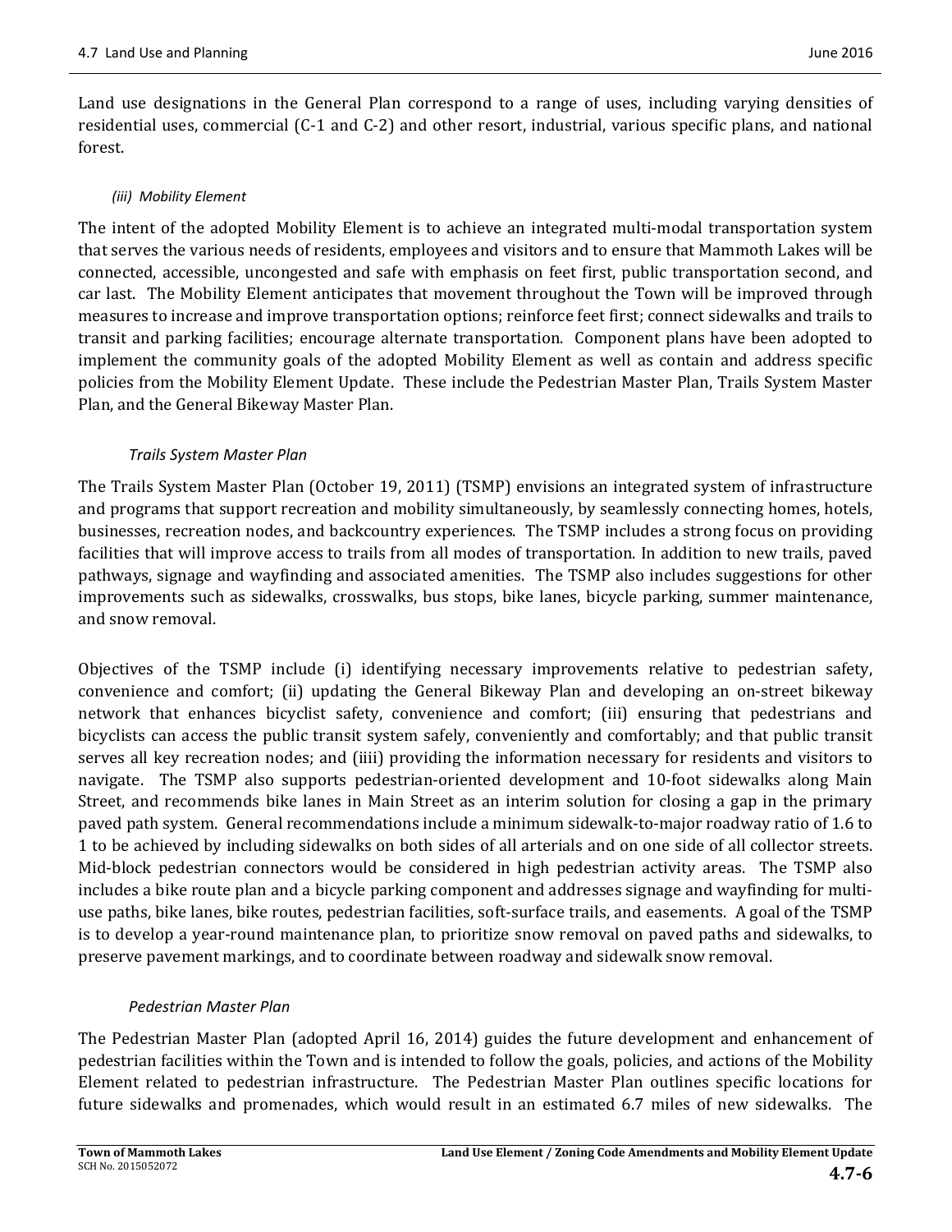Land use designations in the General Plan correspond to a range of uses, including varying densities of residential uses, commercial (C-1 and C-2) and other resort, industrial, various specific plans, and national forest.

*(iii) Mobility Element*

The intent of the adopted Mobility Element is to achieve an integrated multi-modal transportation system that serves the various needs of residents, employees and visitors and to ensure that Mammoth Lakes will be connected, accessible, uncongested and safe with emphasis on feet first, public transportation second, and car last. The Mobility Element anticipates that movement throughout the Town will be improved through measures to increase and improve transportation options; reinforce feet first; connect sidewalks and trails to transit and parking facilities; encourage alternate transportation. Component plans have been adopted to implement the community goals of the adopted Mobility Element as well as contain and address specific policies from the Mobility Element Update. These include the Pedestrian Master Plan, Trails System Master Plan, and the General Bikeway Master Plan.

*Trails System Master Plan*

The Trails System Master Plan (October 19, 2011) (TSMP) envisions an integrated system of infrastructure and programs that support recreation and mobility simultaneously, by seamlessly connecting homes, hotels, businesses, recreation nodes, and backcountry experiences. The TSMP includes a strong focus on providing facilities that will improve access to trails from all modes of transportation. In addition to new trails, paved pathways, signage and wayfinding and associated amenities. The TSMP also includes suggestions for other improvements such as sidewalks, crosswalks, bus stops, bike lanes, bicycle parking, summer maintenance, and snow removal.

Objectives of the TSMP include (i) identifying necessary improvements relative to pedestrian safety, convenience and comfort; (ii) updating the General Bikeway Plan and developing an on-street bikeway network that enhances bicyclist safety, convenience and comfort; (iii) ensuring that pedestrians and bicyclists can access the public transit system safely, conveniently and comfortably; and that public transit serves all key recreation nodes; and (iiii) providing the information necessary for residents and visitors to navigate. The TSMP also supports pedestrian-oriented development and 10-foot sidewalks along Main Street, and recommends bike lanes in Main Street as an interim solution for closing a gap in the primary paved path system. General recommendations include a minimum sidewalk-to-major roadway ratio of 1.6 to 1 to be achieved by including sidewalks on both sides of all arterials and on one side of all collector streets. Mid-block pedestrian connectors would be considered in high pedestrian activity areas. The TSMP also includes a bike route plan and a bicycle parking component and addresses signage and wayfinding for multi-use paths, bike lanes, bike routes, pedestrian facilities, soft-surface trails, and easements. A goal of the TSMP is to develop a year-round maintenance plan, to prioritize snow removal on paved paths and sidewalks, to preserve pavement markings, and to coordinate between roadway and sidewalk snow removal.

*Pedestrian Master Plan*

The Pedestrian Master Plan (adopted April 16, 2014) guides the future development and enhancement of pedestrian facilities within the Town and is intended to follow the goals, policies, and actions of the Mobility Element related to pedestrian infrastructure. The Pedestrian Master Plan outlines specific locations for future sidewalks and promenades, which would result in an estimated 6.7 miles of new sidewalks. The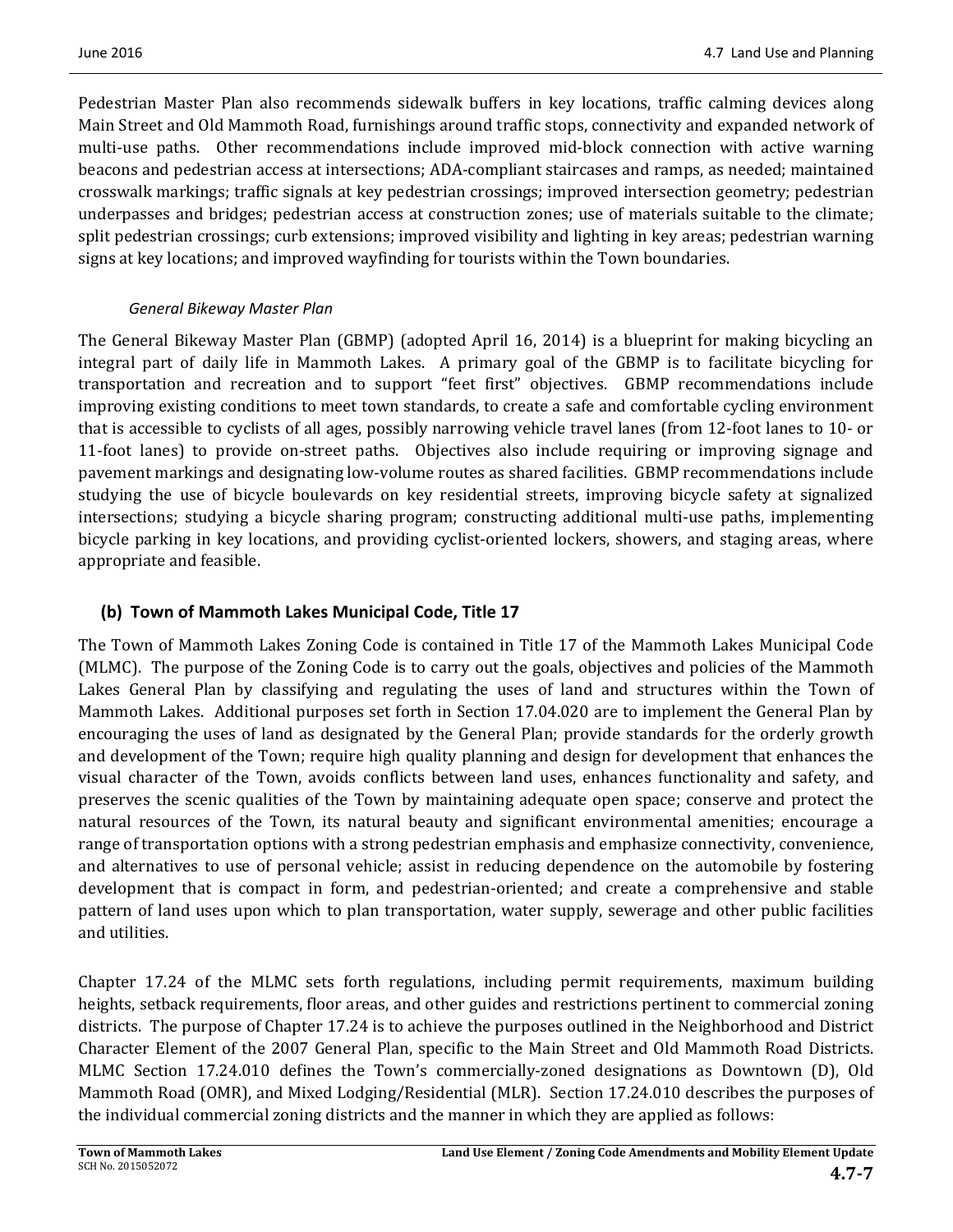Pedestrian Master Plan also recommends sidewalk buffers in key locations, traffic calming devices along Main Street and Old Mammoth Road, furnishings around traffic stops, connectivity and expanded network of multi-use paths. Other recommendations include improved mid-block connection with active warning beacons and pedestrian access at intersections; ADA-compliant staircases and ramps, as needed; maintained crosswalk markings; traffic signals at key pedestrian crossings; improved intersection geometry; pedestrian underpasses and bridges; pedestrian access at construction zones; use of materials suitable to the climate; split pedestrian crossings; curb extensions; improved visibility and lighting in key areas; pedestrian warning signs at key locations; and improved wayfinding for tourists within the Town boundaries.

*General Bikeway Master Plan*

The General Bikeway Master Plan (GBMP) (adopted April 16, 2014) is a blueprint for making bicycling an integral part of daily life in Mammoth Lakes. A primary goal of the GBMP is to facilitate bicycling for transportation and recreation and to support "feet first" objectives. GBMP recommendations include improving existing conditions to meet town standards, to create a safe and comfortable cycling environment that is accessible to cyclists of all ages, possibly narrowing vehicle travel lanes (from 12-foot lanes to 10- or 11-foot lanes) to provide on-street paths. Objectives also include requiring or improving signage and pavement markings and designating low-volume routes as shared facilities. GBMP recommendations include studying the use of bicycle boulevards on key residential streets, improving bicycle safety at signalized intersections; studying a bicycle sharing program; constructing additional multi-use paths, implementing bicycle parking in key locations, and providing cyclist-oriented lockers, showers, and staging areas, where appropriate and feasible.

### (b) Town of Mammoth Lakes Municipal Code, Title 17

The Town of Mammoth Lakes Zoning Code is contained in Title 17 of the Mammoth Lakes Municipal Code (MLMC). The purpose of the Zoning Code is to carry out the goals, objectives and policies of the Mammoth Lakes General Plan by classifying and regulating the uses of land and structures within the Town of Mammoth Lakes. Additional purposes set forth in Section 17.04.020 are to implement the General Plan by encouraging the uses of land as designated by the General Plan; provide standards for the orderly growth and development of the Town; require high quality planning and design for development that enhances the visual character of the Town, avoids conflicts between land uses, enhances functionality and safety, and preserves the scenic qualities of the Town by maintaining adequate open space; conserve and protect the natural resources of the Town, its natural beauty and significant environmental amenities; encourage a range of transportation options with a strong pedestrian emphasis and emphasize connectivity, convenience, and alternatives to use of personal vehicle; assist in reducing dependence on the automobile by fostering development that is compact in form, and pedestrian-oriented; and create a comprehensive and stable pattern of land uses upon which to plan transportation, water supply, sewerage and other public facilities and utilities.

Chapter 17.24 of the MLMC sets forth regulations, including permit requirements, maximum building heights, setback requirements, floor areas, and other guides and restrictions pertinent to commercial zoning districts. The purpose of Chapter 17.24 is to achieve the purposes outlined in the Neighborhood and District Character Element of the 2007 General Plan, specific to the Main Street and Old Mammoth Road Districts. MLMC Section 17.24.010 defines the Town's commercially-zoned designations as Downtown (D), Old Mammoth Road (OMR), and Mixed Lodging/Residential (MLR). Section 17.24.010 describes the purposes of the individual commercial zoning districts and the manner in which they are applied as follows: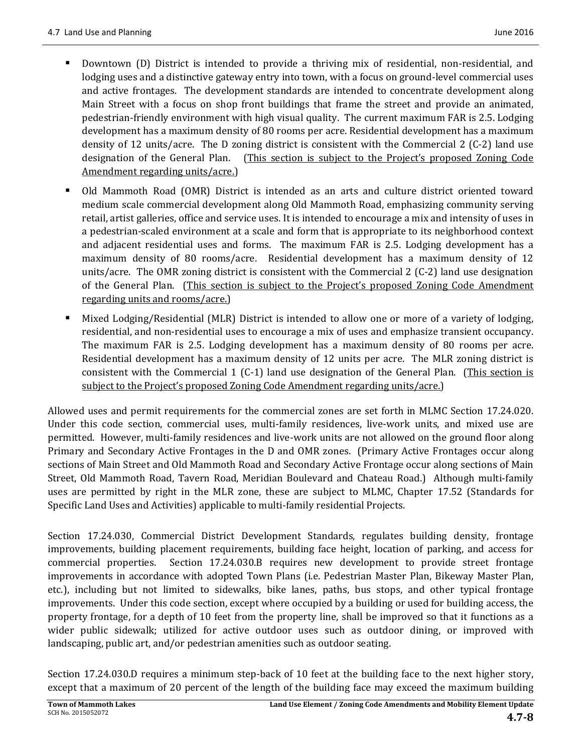- Downtown (D) District is intended to provide a thriving mix of residential, non-residential, and lodging uses and a distinctive gateway entry into town, with a focus on ground-level commercial uses and active frontages. The development standards are intended to concentrate development along Main Street with a focus on shop front buildings that frame the street and provide an animated, pedestrian-friendly environment with high visual quality. The current maximum FAR is 2.5. Lodging development has a maximum density of 80 rooms per acre. Residential development has a maximum density of 12 units/acre. The D zoning district is consistent with the Commercial 2 (C-2) land use designation of the General Plan. (<u>This section is subject to the Project's proposed Zoning Code Amendment regarding units/acre.</u>)
- Old Mammoth Road (OMR) District is intended as an arts and culture district oriented toward medium scale commercial development along Old Mammoth Road, emphasizing community serving retail, artist galleries, office and service uses. It is intended to encourage a mix and intensity of uses in a pedestrian-scaled environment at a scale and form that is appropriate to its neighborhood context and adjacent residential uses and forms. The maximum FAR is 2.5. Lodging development has a maximum density of 80 rooms/acre. Residential development has a maximum density of 12 units/acre. The OMR zoning district is consistent with the Commercial 2 (C-2) land use designation of the General Plan. (<u>This section is subject to the Project's proposed Zoning Code Amendment regarding units and rooms/acre.</u>)
- Mixed Lodging/Residential (MLR) District is intended to allow one or more of a variety of lodging, residential, and non-residential uses to encourage a mix of uses and emphasize transient occupancy. The maximum FAR is 2.5. Lodging development has a maximum density of 80 rooms per acre. Residential development has a maximum density of 12 units per acre. The MLR zoning district is consistent with the Commercial 1 (C-1) land use designation of the General Plan. (<u>This section is subject to the Project's proposed Zoning Code Amendment regarding units/acre.</u>)

Allowed uses and permit requirements for the commercial zones are set forth in MLMC Section 17.24.020. Under this code section, commercial uses, multi-family residences, live-work units, and mixed use are permitted. However, multi-family residences and live-work units are not allowed on the ground floor along Primary and Secondary Active Frontages in the D and OMR zones. (Primary Active Frontages occur along sections of Main Street and Old Mammoth Road and Secondary Active Frontage occur along sections of Main Street, Old Mammoth Road, Tavern Road, Meridian Boulevard and Chateau Road.) Although multi-family uses are permitted by right in the MLR zone, these are subject to MLMC, Chapter 17.52 (Standards for Specific Land Uses and Activities) applicable to multi-family residential Projects.

Section 17.24.030, Commercial District Development Standards, regulates building density, frontage improvements, building placement requirements, building face height, location of parking, and access for commercial properties. Section 17.24.030.B requires new development to provide street frontage improvements in accordance with adopted Town Plans (i.e. Pedestrian Master Plan, Bikeway Master Plan, etc.), including but not limited to sidewalks, bike lanes, paths, bus stops, and other typical frontage improvements. Under this code section, except where occupied by a building or used for building access, the property frontage, for a depth of 10 feet from the property line, shall be improved so that it functions as a wider public sidewalk; utilized for active outdoor uses such as outdoor dining, or improved with landscaping, public art, and/or pedestrian amenities such as outdoor seating.

Section 17.24.030.D requires a minimum step-back of 10 feet at the building face to the next higher story, except that a maximum of 20 percent of the length of the building face may exceed the maximum building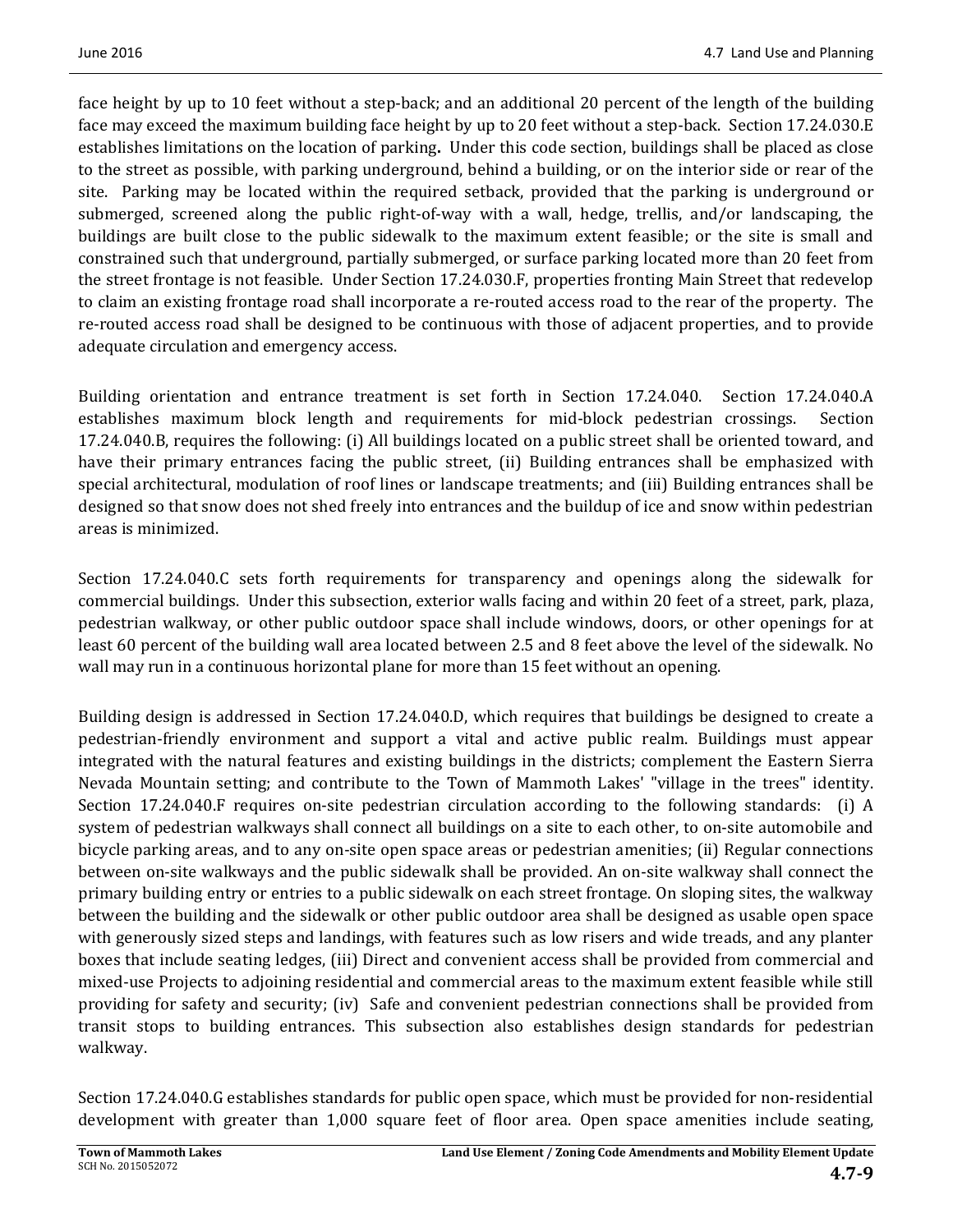face height by up to 10 feet without a step-back; and an additional 20 percent of the length of the building face may exceed the maximum building face height by up to 20 feet without a step-back. Section 17.24.030.E establishes limitations on the location of parking**.** Under this code section, buildings shall be placed as close to the street as possible, with parking underground, behind a building, or on the interior side or rear of the site. Parking may be located within the required setback, provided that the parking is underground or submerged, screened along the public right-of-way with a wall, hedge, trellis, and/or landscaping, the buildings are built close to the public sidewalk to the maximum extent feasible; or the site is small and constrained such that underground, partially submerged, or surface parking located more than 20 feet from the street frontage is not feasible. Under Section 17.24.030.F, properties fronting Main Street that redevelop to claim an existing frontage road shall incorporate a re-routed access road to the rear of the property. The re-routed access road shall be designed to be continuous with those of adjacent properties, and to provide adequate circulation and emergency access.

Building orientation and entrance treatment is set forth in Section 17.24.040. Section 17.24.040.A establishes maximum block length and requirements for mid-block pedestrian crossings. Section 17.24.040.B, requires the following: (i) All buildings located on a public street shall be oriented toward, and have their primary entrances facing the public street, (ii) Building entrances shall be emphasized with special architectural, modulation of roof lines or landscape treatments; and (iii) Building entrances shall be designed so that snow does not shed freely into entrances and the buildup of ice and snow within pedestrian areas is minimized.

Section 17.24.040.C sets forth requirements for transparency and openings along the sidewalk for commercial buildings. Under this subsection, exterior walls facing and within 20 feet of a street, park, plaza, pedestrian walkway, or other public outdoor space shall include windows, doors, or other openings for at least 60 percent of the building wall area located between 2.5 and 8 feet above the level of the sidewalk. No wall may run in a continuous horizontal plane for more than 15 feet without an opening.

Building design is addressed in Section 17.24.040.D, which requires that buildings be designed to create a pedestrian-friendly environment and support a vital and active public realm. Buildings must appear integrated with the natural features and existing buildings in the districts; complement the Eastern Sierra Nevada Mountain setting; and contribute to the Town of Mammoth Lakes' "village in the trees" identity. Section 17.24.040.F requires on-site pedestrian circulation according to the following standards: (i) A system of pedestrian walkways shall connect all buildings on a site to each other, to on-site automobile and bicycle parking areas, and to any on-site open space areas or pedestrian amenities; (ii) Regular connections between on-site walkways and the public sidewalk shall be provided. An on-site walkway shall connect the primary building entry or entries to a public sidewalk on each street frontage. On sloping sites, the walkway between the building and the sidewalk or other public outdoor area shall be designed as usable open space with generously sized steps and landings, with features such as low risers and wide treads, and any planter boxes that include seating ledges, (iii) Direct and convenient access shall be provided from commercial and mixed-use Projects to adjoining residential and commercial areas to the maximum extent feasible while still providing for safety and security; (iv) Safe and convenient pedestrian connections shall be provided from transit stops to building entrances. This subsection also establishes design standards for pedestrian walkway.

Section 17.24.040.G establishes standards for public open space, which must be provided for non-residential development with greater than 1,000 square feet of floor area. Open space amenities include seating,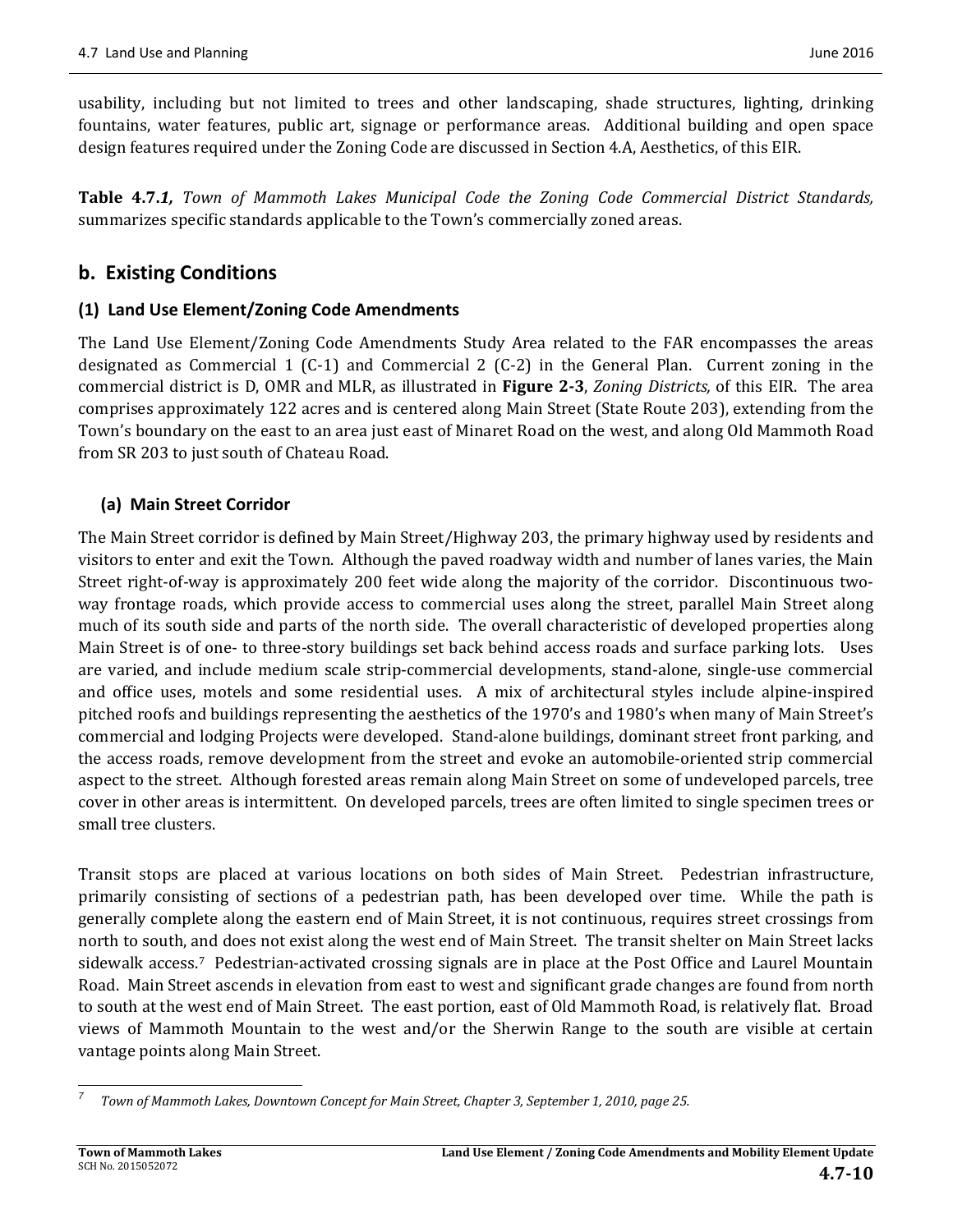usability, including but not limited to trees and other landscaping, shade structures, lighting, drinking fountains, water features, public art, signage or performance areas. Additional building and open space design features required under the Zoning Code are discussed in Section 4.A, Aesthetics, of this EIR.

**Table 4.7.*1***, *Town of Mammoth Lakes Municipal Code the Zoning Code Commercial District Standards,* summarizes specific standards applicable to the Town's commercially zoned areas.

## b. Existing Conditions

### (1) Land Use Element/Zoning Code Amendments

The Land Use Element/Zoning Code Amendments Study Area related to the FAR encompasses the areas designated as Commercial 1 (C-1) and Commercial 2 (C-2) in the General Plan. Current zoning in the commercial district is D, OMR and MLR, as illustrated in **Figure 2-3**, *Zoning Districts,* of this EIR. The area comprises approximately 122 acres and is centered along Main Street (State Route 203), extending from the Town's boundary on the east to an area just east of Minaret Road on the west, and along Old Mammoth Road from SR 203 to just south of Chateau Road.

#### (a) Main Street Corridor

The Main Street corridor is defined by Main Street/Highway 203, the primary highway used by residents and visitors to enter and exit the Town. Although the paved roadway width and number of lanes varies, the Main Street right-of-way is approximately 200 feet wide along the majority of the corridor. Discontinuous two-way frontage roads, which provide access to commercial uses along the street, parallel Main Street along much of its south side and parts of the north side. The overall characteristic of developed properties along Main Street is of one- to three-story buildings set back behind access roads and surface parking lots. Uses are varied, and include medium scale strip-commercial developments, stand-alone, single-use commercial and office uses, motels and some residential uses. A mix of architectural styles include alpine-inspired pitched roofs and buildings representing the aesthetics of the 1970's and 1980's when many of Main Street's commercial and lodging Projects were developed. Stand-alone buildings, dominant street front parking, and the access roads, remove development from the street and evoke an automobile-oriented strip commercial aspect to the street. Although forested areas remain along Main Street on some of undeveloped parcels, tree cover in other areas is intermittent. On developed parcels, trees are often limited to single specimen trees or small tree clusters.

Transit stops are placed at various locations on both sides of Main Street. Pedestrian infrastructure, primarily consisting of sections of a pedestrian path, has been developed over time. While the path is generally complete along the eastern end of Main Street, it is not continuous, requires street crossings from north to south, and does not exist along the west end of Main Street. The transit shelter on Main Street lacks sidewalk access.[7] Pedestrian-activated crossing signals are in place at the Post Office and Laurel Mountain Road. Main Street ascends in elevation from east to west and significant grade changes are found from north to south at the west end of Main Street. The east portion, east of Old Mammoth Road, is relatively flat. Broad views of Mammoth Mountain to the west and/or the Sherwin Range to the south are visible at certain vantage points along Main Street.

---

[7] *Town of Mammoth Lakes, Downtown Concept for Main Street, Chapter 3, September 1, 2010, page 25.*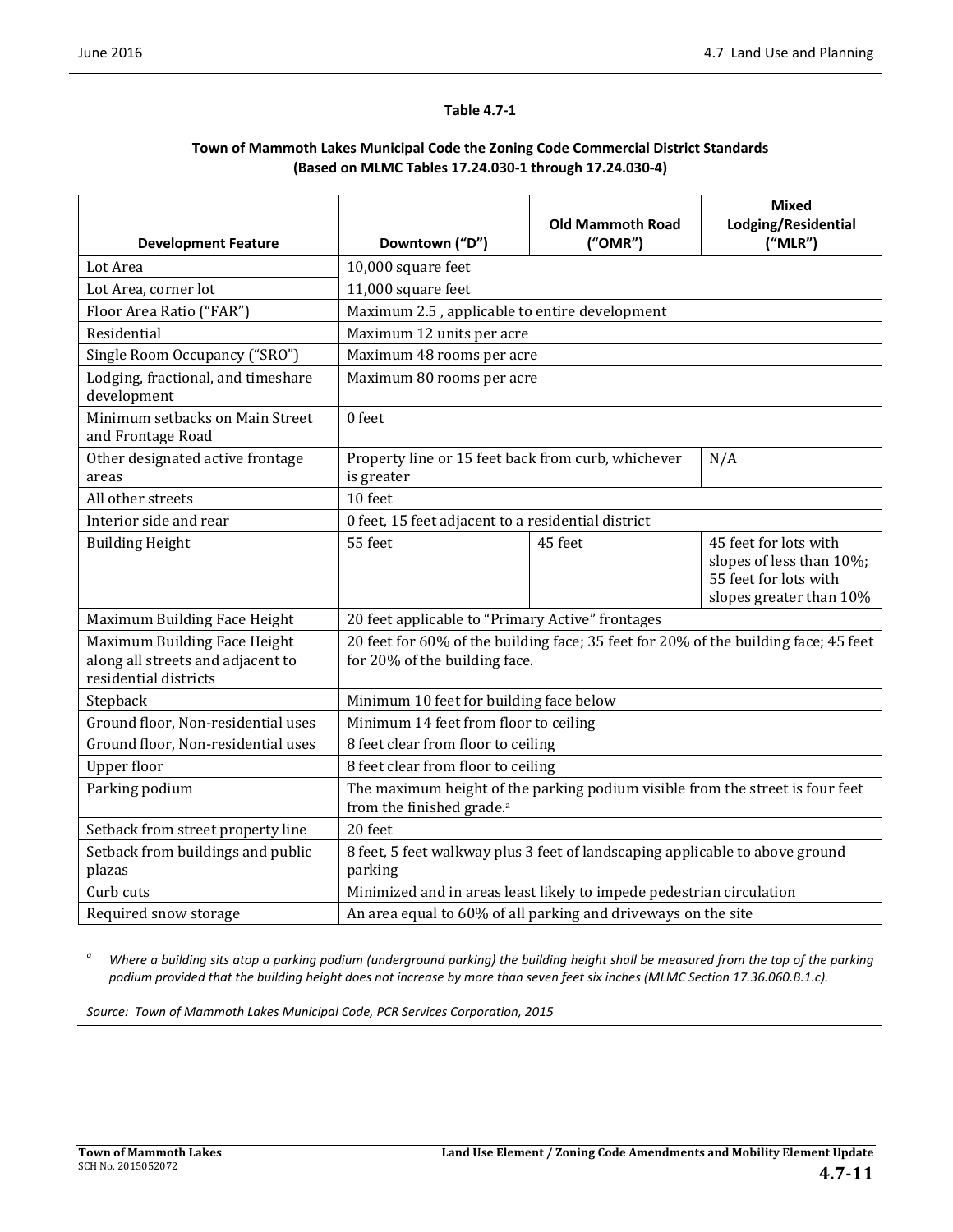**Table 4.7-1**

**Town of Mammoth Lakes Municipal Code the Zoning Code Commercial District Standards (Based on MLMC Tables 17.24.030-1 through 17.24.030-4)**

| Development Feature | Downtown ("D") | Old Mammoth Road ("OMR") | Mixed Lodging/Residential ("MLR") |
|---|---|---|---|
| Lot Area | 10,000 square feet | | |
| Lot Area, corner lot | 11,000 square feet | | |
| Floor Area Ratio ("FAR") | Maximum 2.5 , applicable to entire development | | |
| Residential | Maximum 12 units per acre | | |
| Single Room Occupancy ("SRO") | Maximum 48 rooms per acre | | |
| Lodging, fractional, and timeshare development | Maximum 80 rooms per acre | | |
| Minimum setbacks on Main Street and Frontage Road | 0 feet | | |
| Other designated active frontage areas | Property line or 15 feet back from curb, whichever is greater | | N/A |
| All other streets | 10 feet | | |
| Interior side and rear | 0 feet, 15 feet adjacent to a residential district | | |
| Building Height | 55 feet | 45 feet | 45 feet for lots with slopes of less than 10%; 55 feet for lots with slopes greater than 10% |
| Maximum Building Face Height | 20 feet applicable to "Primary Active" frontages | | |
| Maximum Building Face Height along all streets and adjacent to residential districts | 20 feet for 60% of the building face; 35 feet for 20% of the building face; 45 feet for 20% of the building face. | | |
| Stepback | Minimum 10 feet for building face below | | |
| Ground floor, Non-residential uses | Minimum 14 feet from floor to ceiling | | |
| Ground floor, Non-residential uses | 8 feet clear from floor to ceiling | | |
| Upper floor | 8 feet clear from floor to ceiling | | |
| Parking podium | The maximum height of the parking podium visible from the street is four feet from the finished grade.[a] | | |
| Setback from street property line | 20 feet | | |
| Setback from buildings and public plazas | 8 feet, 5 feet walkway plus 3 feet of landscaping applicable to above ground parking | | |
| Curb cuts | Minimized and in areas least likely to impede pedestrian circulation | | |
| Required snow storage | An area equal to 60% of all parking and driveways on the site | | |

[a] *Where a building sits atop a parking podium (underground parking) the building height shall be measured from the top of the parking podium provided that the building height does not increase by more than seven feet six inches (MLMC Section 17.36.060.B.1.c).*

*Source: Town of Mammoth Lakes Municipal Code, PCR Services Corporation, 2015*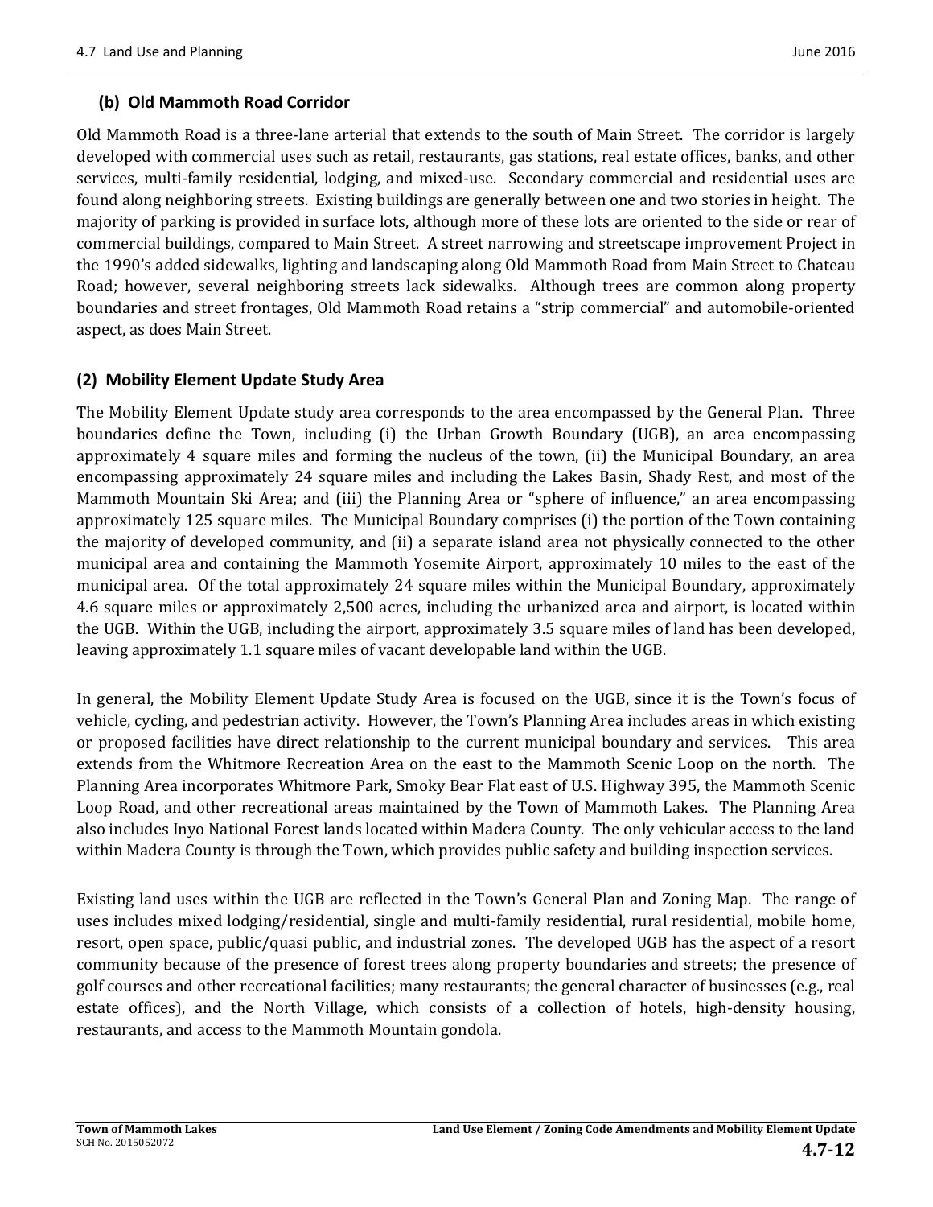### (b) Old Mammoth Road Corridor

Old Mammoth Road is a three-lane arterial that extends to the south of Main Street. The corridor is largely developed with commercial uses such as retail, restaurants, gas stations, real estate offices, banks, and other services, multi-family residential, lodging, and mixed-use. Secondary commercial and residential uses are found along neighboring streets. Existing buildings are generally between one and two stories in height. The majority of parking is provided in surface lots, although more of these lots are oriented to the side or rear of commercial buildings, compared to Main Street. A street narrowing and streetscape improvement Project in the 1990's added sidewalks, lighting and landscaping along Old Mammoth Road from Main Street to Chateau Road; however, several neighboring streets lack sidewalks. Although trees are common along property boundaries and street frontages, Old Mammoth Road retains a "strip commercial" and automobile-oriented aspect, as does Main Street.

## (2) Mobility Element Update Study Area

The Mobility Element Update study area corresponds to the area encompassed by the General Plan. Three boundaries define the Town, including (i) the Urban Growth Boundary (UGB), an area encompassing approximately 4 square miles and forming the nucleus of the town, (ii) the Municipal Boundary, an area encompassing approximately 24 square miles and including the Lakes Basin, Shady Rest, and most of the Mammoth Mountain Ski Area; and (iii) the Planning Area or "sphere of influence," an area encompassing approximately 125 square miles. The Municipal Boundary comprises (i) the portion of the Town containing the majority of developed community, and (ii) a separate island area not physically connected to the other municipal area and containing the Mammoth Yosemite Airport, approximately 10 miles to the east of the municipal area. Of the total approximately 24 square miles within the Municipal Boundary, approximately 4.6 square miles or approximately 2,500 acres, including the urbanized area and airport, is located within the UGB. Within the UGB, including the airport, approximately 3.5 square miles of land has been developed, leaving approximately 1.1 square miles of vacant developable land within the UGB.

In general, the Mobility Element Update Study Area is focused on the UGB, since it is the Town's focus of vehicle, cycling, and pedestrian activity. However, the Town's Planning Area includes areas in which existing or proposed facilities have direct relationship to the current municipal boundary and services. This area extends from the Whitmore Recreation Area on the east to the Mammoth Scenic Loop on the north. The Planning Area incorporates Whitmore Park, Smoky Bear Flat east of U.S. Highway 395, the Mammoth Scenic Loop Road, and other recreational areas maintained by the Town of Mammoth Lakes. The Planning Area also includes Inyo National Forest lands located within Madera County. The only vehicular access to the land within Madera County is through the Town, which provides public safety and building inspection services.

Existing land uses within the UGB are reflected in the Town's General Plan and Zoning Map. The range of uses includes mixed lodging/residential, single and multi-family residential, rural residential, mobile home, resort, open space, public/quasi public, and industrial zones. The developed UGB has the aspect of a resort community because of the presence of forest trees along property boundaries and streets; the presence of golf courses and other recreational facilities; many restaurants; the general character of businesses (e.g., real estate offices), and the North Village, which consists of a collection of hotels, high-density housing, restaurants, and access to the Mammoth Mountain gondola.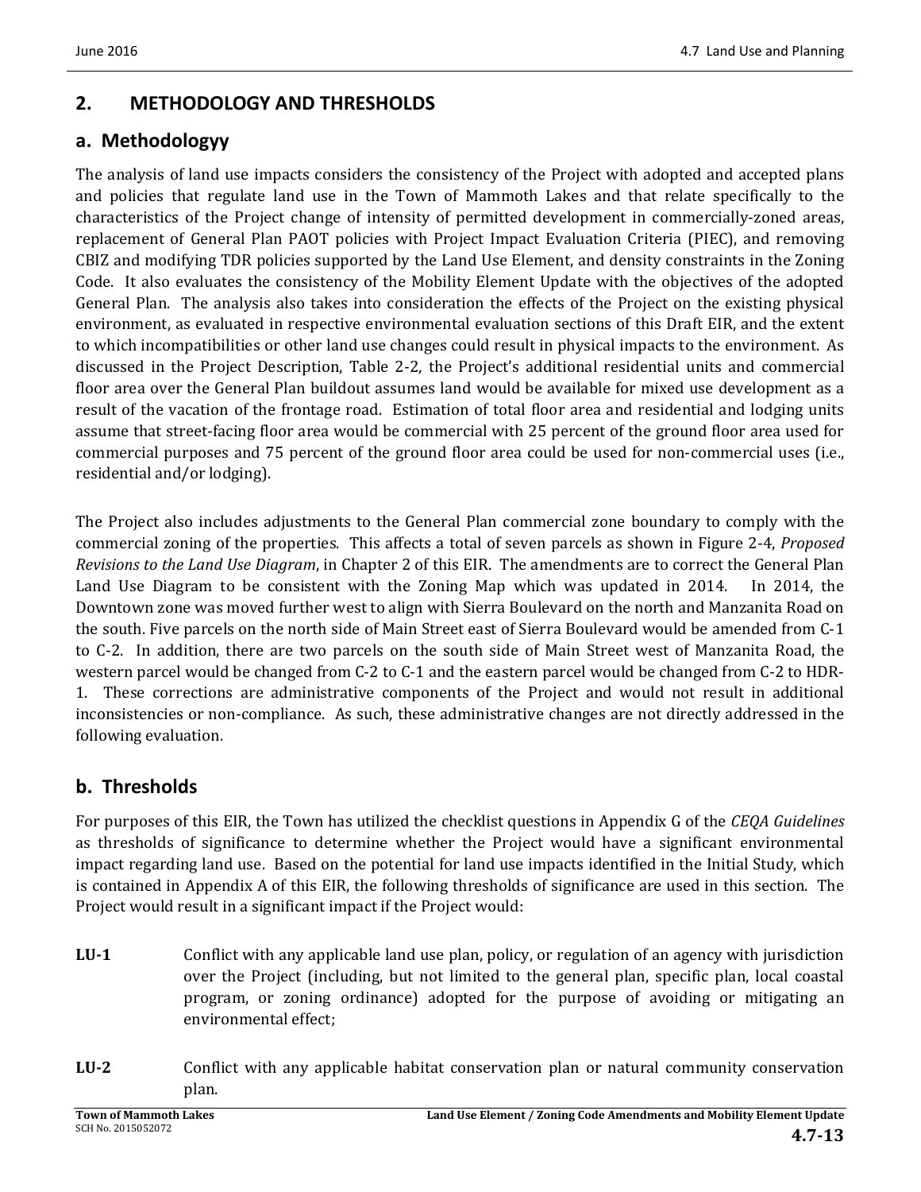## 2. METHODOLOGY AND THRESHOLDS

### a. Methodologyy

The analysis of land use impacts considers the consistency of the Project with adopted and accepted plans and policies that regulate land use in the Town of Mammoth Lakes and that relate specifically to the characteristics of the Project change of intensity of permitted development in commercially-zoned areas, replacement of General Plan PAOT policies with Project Impact Evaluation Criteria (PIEC), and removing CBIZ and modifying TDR policies supported by the Land Use Element, and density constraints in the Zoning Code. It also evaluates the consistency of the Mobility Element Update with the objectives of the adopted General Plan. The analysis also takes into consideration the effects of the Project on the existing physical environment, as evaluated in respective environmental evaluation sections of this Draft EIR, and the extent to which incompatibilities or other land use changes could result in physical impacts to the environment. As discussed in the Project Description, Table 2-2, the Project's additional residential units and commercial floor area over the General Plan buildout assumes land would be available for mixed use development as a result of the vacation of the frontage road. Estimation of total floor area and residential and lodging units assume that street-facing floor area would be commercial with 25 percent of the ground floor area used for commercial purposes and 75 percent of the ground floor area could be used for non-commercial uses (i.e., residential and/or lodging).

The Project also includes adjustments to the General Plan commercial zone boundary to comply with the commercial zoning of the properties. This affects a total of seven parcels as shown in Figure 2-4, *Proposed Revisions to the Land Use Diagram*, in Chapter 2 of this EIR. The amendments are to correct the General Plan Land Use Diagram to be consistent with the Zoning Map which was updated in 2014. In 2014, the Downtown zone was moved further west to align with Sierra Boulevard on the north and Manzanita Road on the south. Five parcels on the north side of Main Street east of Sierra Boulevard would be amended from C-1 to C-2. In addition, there are two parcels on the south side of Main Street west of Manzanita Road, the western parcel would be changed from C-2 to C-1 and the eastern parcel would be changed from C-2 to HDR-1. These corrections are administrative components of the Project and would not result in additional inconsistencies or non-compliance. As such, these administrative changes are not directly addressed in the following evaluation.

### b. Thresholds

For purposes of this EIR, the Town has utilized the checklist questions in Appendix G of the *CEQA Guidelines* as thresholds of significance to determine whether the Project would have a significant environmental impact regarding land use. Based on the potential for land use impacts identified in the Initial Study, which is contained in Appendix A of this EIR, the following thresholds of significance are used in this section. The Project would result in a significant impact if the Project would:

**LU-1** Conflict with any applicable land use plan, policy, or regulation of an agency with jurisdiction over the Project (including, but not limited to the general plan, specific plan, local coastal program, or zoning ordinance) adopted for the purpose of avoiding or mitigating an environmental effect;

**LU-2** Conflict with any applicable habitat conservation plan or natural community conservation plan.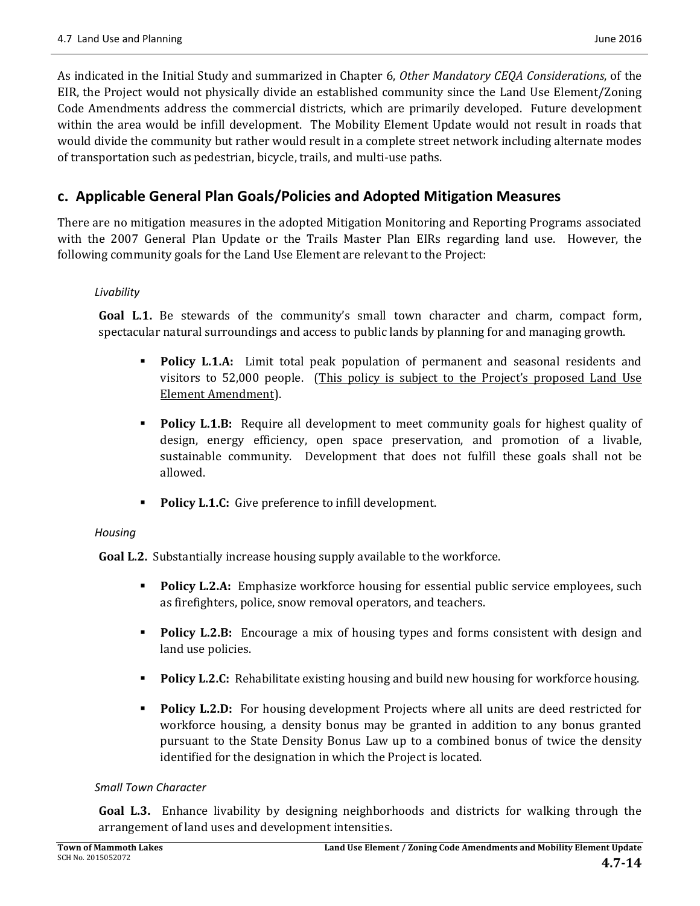As indicated in the Initial Study and summarized in Chapter 6, *Other Mandatory CEQA Considerations*, of the EIR, the Project would not physically divide an established community since the Land Use Element/Zoning Code Amendments address the commercial districts, which are primarily developed. Future development within the area would be infill development. The Mobility Element Update would not result in roads that would divide the community but rather would result in a complete street network including alternate modes of transportation such as pedestrian, bicycle, trails, and multi-use paths.

## c. Applicable General Plan Goals/Policies and Adopted Mitigation Measures

There are no mitigation measures in the adopted Mitigation Monitoring and Reporting Programs associated with the 2007 General Plan Update or the Trails Master Plan EIRs regarding land use. However, the following community goals for the Land Use Element are relevant to the Project:

*Livability*

**Goal L.1.** Be stewards of the community's small town character and charm, compact form, spectacular natural surroundings and access to public lands by planning for and managing growth.

- **Policy L.1.A:** Limit total peak population of permanent and seasonal residents and visitors to 52,000 people. (<u>This policy is subject to the Project's proposed Land Use Element Amendment</u>).
- **Policy L.1.B:** Require all development to meet community goals for highest quality of design, energy efficiency, open space preservation, and promotion of a livable, sustainable community. Development that does not fulfill these goals shall not be allowed.
- **Policy L.1.C:** Give preference to infill development.

*Housing*

**Goal L.2.** Substantially increase housing supply available to the workforce.

- **Policy L.2.A:** Emphasize workforce housing for essential public service employees, such as firefighters, police, snow removal operators, and teachers.
- **Policy L.2.B:** Encourage a mix of housing types and forms consistent with design and land use policies.
- **Policy L.2.C:** Rehabilitate existing housing and build new housing for workforce housing.
- **Policy L.2.D:** For housing development Projects where all units are deed restricted for workforce housing, a density bonus may be granted in addition to any bonus granted pursuant to the State Density Bonus Law up to a combined bonus of twice the density identified for the designation in which the Project is located.

*Small Town Character*

**Goal L.3.** Enhance livability by designing neighborhoods and districts for walking through the arrangement of land uses and development intensities.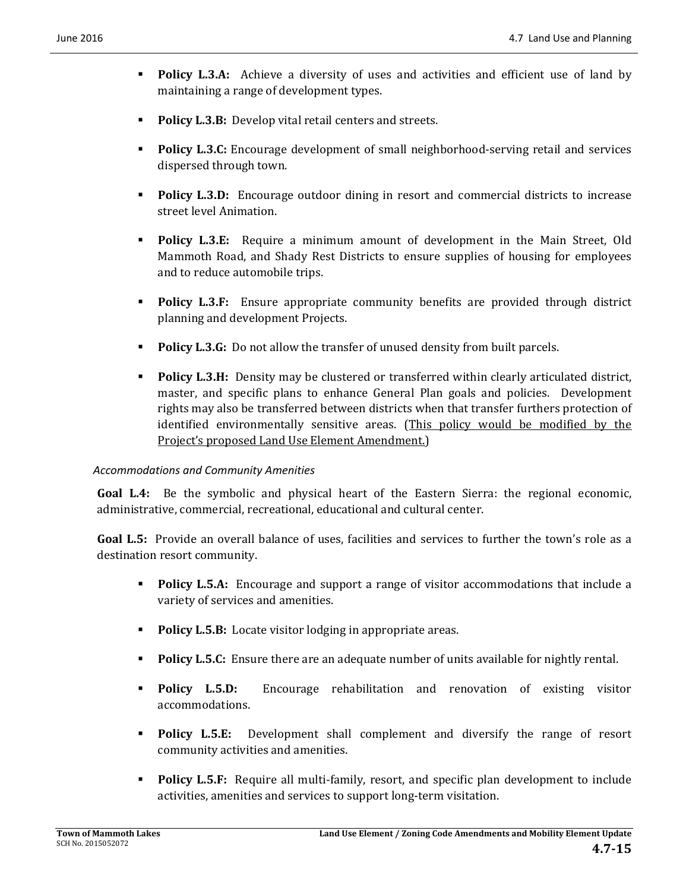- **Policy L.3.A:** Achieve a diversity of uses and activities and efficient use of land by maintaining a range of development types.
- **Policy L.3.B:** Develop vital retail centers and streets.
- **Policy L.3.C:** Encourage development of small neighborhood-serving retail and services dispersed through town.
- **Policy L.3.D:** Encourage outdoor dining in resort and commercial districts to increase street level Animation.
- **Policy L.3.E:** Require a minimum amount of development in the Main Street, Old Mammoth Road, and Shady Rest Districts to ensure supplies of housing for employees and to reduce automobile trips.
- **Policy L.3.F:** Ensure appropriate community benefits are provided through district planning and development Projects.
- **Policy L.3.G:** Do not allow the transfer of unused density from built parcels.
- **Policy L.3.H:** Density may be clustered or transferred within clearly articulated district, master, and specific plans to enhance General Plan goals and policies. Development rights may also be transferred between districts when that transfer furthers protection of identified environmentally sensitive areas. (<u>This policy would be modified by the Project's proposed Land Use Element Amendment.</u>)

*Accommodations and Community Amenities*

**Goal L.4:** Be the symbolic and physical heart of the Eastern Sierra: the regional economic, administrative, commercial, recreational, educational and cultural center.

**Goal L.5:** Provide an overall balance of uses, facilities and services to further the town's role as a destination resort community.

- **Policy L.5.A:** Encourage and support a range of visitor accommodations that include a variety of services and amenities.
- **Policy L.5.B:** Locate visitor lodging in appropriate areas.
- **Policy L.5.C:** Ensure there are an adequate number of units available for nightly rental.
- **Policy L.5.D:** Encourage rehabilitation and renovation of existing visitor accommodations.
- **Policy L.5.E:** Development shall complement and diversify the range of resort community activities and amenities.
- **Policy L.5.F:** Require all multi-family, resort, and specific plan development to include activities, amenities and services to support long-term visitation.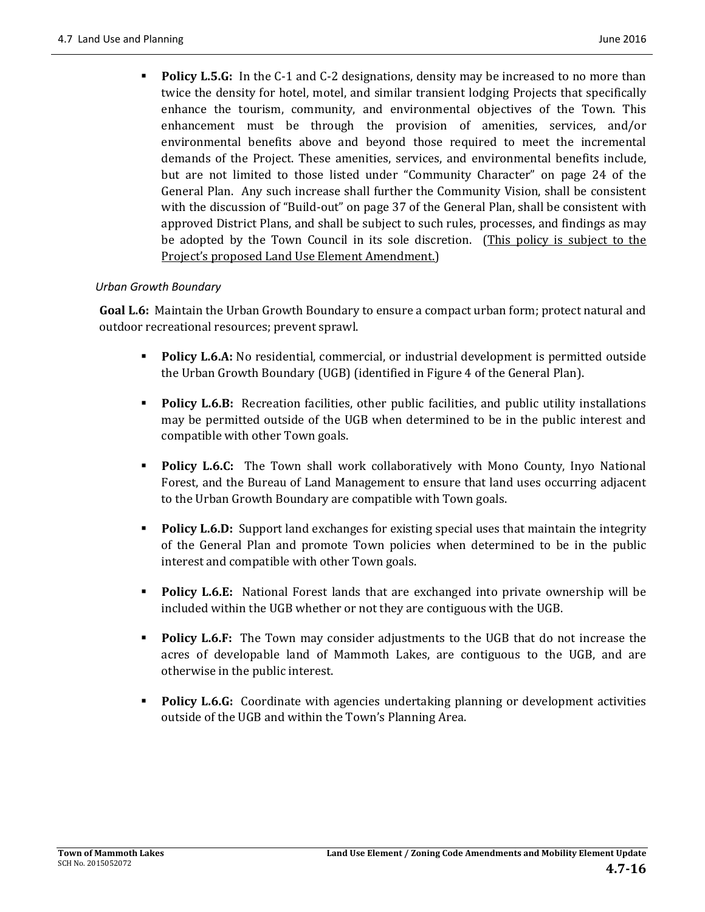- **Policy L.5.G:** In the C-1 and C-2 designations, density may be increased to no more than twice the density for hotel, motel, and similar transient lodging Projects that specifically enhance the tourism, community, and environmental objectives of the Town. This enhancement must be through the provision of amenities, services, and/or environmental benefits above and beyond those required to meet the incremental demands of the Project. These amenities, services, and environmental benefits include, but are not limited to those listed under "Community Character" on page 24 of the General Plan. Any such increase shall further the Community Vision, shall be consistent with the discussion of "Build-out" on page 37 of the General Plan, shall be consistent with approved District Plans, and shall be subject to such rules, processes, and findings as may be adopted by the Town Council in its sole discretion. (<u>This policy is subject to the Project's proposed Land Use Element Amendment.</u>)

*Urban Growth Boundary*

**Goal L.6:** Maintain the Urban Growth Boundary to ensure a compact urban form; protect natural and outdoor recreational resources; prevent sprawl.

- **Policy L.6.A:** No residential, commercial, or industrial development is permitted outside the Urban Growth Boundary (UGB) (identified in Figure 4 of the General Plan).
- **Policy L.6.B:** Recreation facilities, other public facilities, and public utility installations may be permitted outside of the UGB when determined to be in the public interest and compatible with other Town goals.
- **Policy L.6.C:** The Town shall work collaboratively with Mono County, Inyo National Forest, and the Bureau of Land Management to ensure that land uses occurring adjacent to the Urban Growth Boundary are compatible with Town goals.
- **Policy L.6.D:** Support land exchanges for existing special uses that maintain the integrity of the General Plan and promote Town policies when determined to be in the public interest and compatible with other Town goals.
- **Policy L.6.E:** National Forest lands that are exchanged into private ownership will be included within the UGB whether or not they are contiguous with the UGB.
- **Policy L.6.F:** The Town may consider adjustments to the UGB that do not increase the acres of developable land of Mammoth Lakes, are contiguous to the UGB, and are otherwise in the public interest.
- **Policy L.6.G:** Coordinate with agencies undertaking planning or development activities outside of the UGB and within the Town's Planning Area.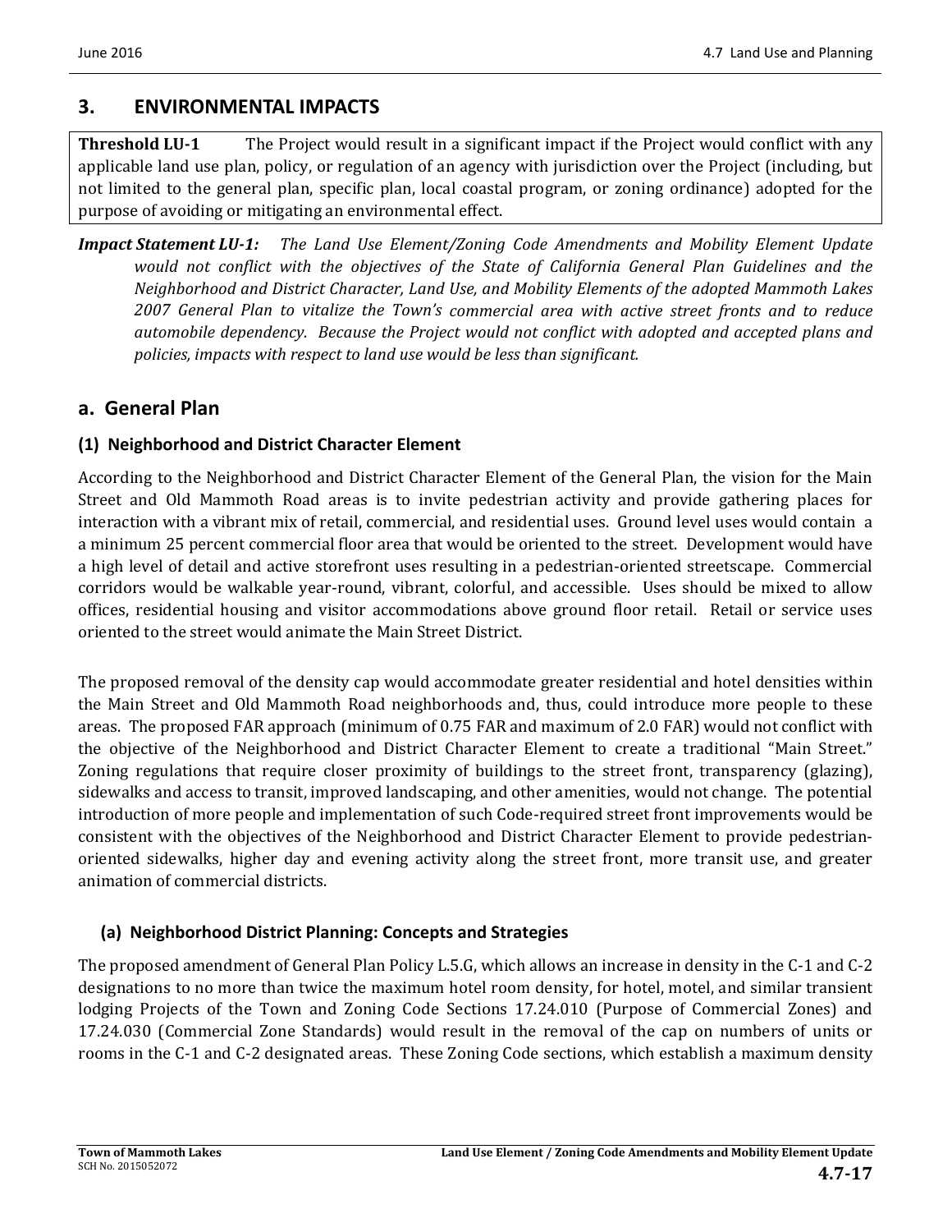## 3. ENVIRONMENTAL IMPACTS

**Threshold LU-1** The Project would result in a significant impact if the Project would conflict with any applicable land use plan, policy, or regulation of an agency with jurisdiction over the Project (including, but not limited to the general plan, specific plan, local coastal program, or zoning ordinance) adopted for the purpose of avoiding or mitigating an environmental effect.

***Impact Statement LU-1:*** *The Land Use Element/Zoning Code Amendments and Mobility Element Update would not conflict with the objectives of the State of California General Plan Guidelines and the Neighborhood and District Character, Land Use, and Mobility Elements of the adopted Mammoth Lakes 2007 General Plan to vitalize the Town's commercial area with active street fronts and to reduce automobile dependency. Because the Project would not conflict with adopted and accepted plans and policies, impacts with respect to land use would be less than significant.*

## a. General Plan

### (1) Neighborhood and District Character Element

According to the Neighborhood and District Character Element of the General Plan, the vision for the Main Street and Old Mammoth Road areas is to invite pedestrian activity and provide gathering places for interaction with a vibrant mix of retail, commercial, and residential uses. Ground level uses would contain a a minimum 25 percent commercial floor area that would be oriented to the street. Development would have a high level of detail and active storefront uses resulting in a pedestrian-oriented streetscape. Commercial corridors would be walkable year-round, vibrant, colorful, and accessible. Uses should be mixed to allow offices, residential housing and visitor accommodations above ground floor retail. Retail or service uses oriented to the street would animate the Main Street District.

The proposed removal of the density cap would accommodate greater residential and hotel densities within the Main Street and Old Mammoth Road neighborhoods and, thus, could introduce more people to these areas. The proposed FAR approach (minimum of 0.75 FAR and maximum of 2.0 FAR) would not conflict with the objective of the Neighborhood and District Character Element to create a traditional "Main Street." Zoning regulations that require closer proximity of buildings to the street front, transparency (glazing), sidewalks and access to transit, improved landscaping, and other amenities, would not change. The potential introduction of more people and implementation of such Code-required street front improvements would be consistent with the objectives of the Neighborhood and District Character Element to provide pedestrian-oriented sidewalks, higher day and evening activity along the street front, more transit use, and greater animation of commercial districts.

#### (a) Neighborhood District Planning: Concepts and Strategies

The proposed amendment of General Plan Policy L.5.G, which allows an increase in density in the C-1 and C-2 designations to no more than twice the maximum hotel room density, for hotel, motel, and similar transient lodging Projects of the Town and Zoning Code Sections 17.24.010 (Purpose of Commercial Zones) and 17.24.030 (Commercial Zone Standards) would result in the removal of the cap on numbers of units or rooms in the C-1 and C-2 designated areas. These Zoning Code sections, which establish a maximum density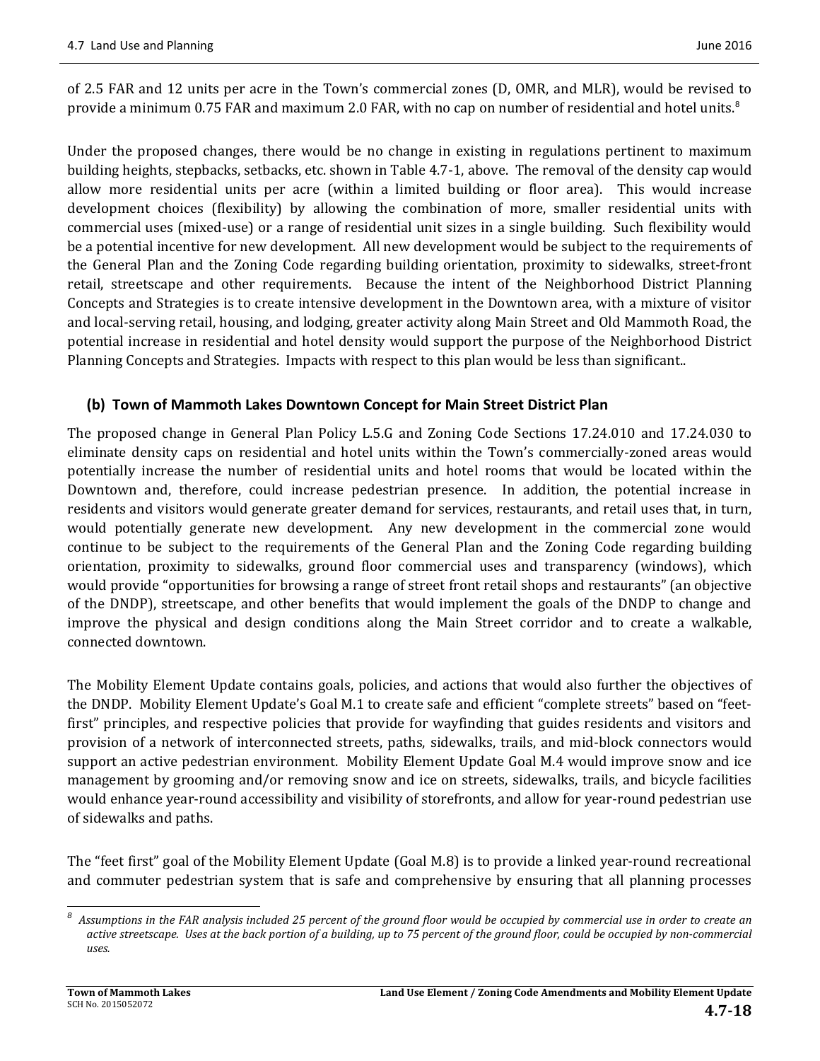of 2.5 FAR and 12 units per acre in the Town's commercial zones (D, OMR, and MLR), would be revised to provide a minimum 0.75 FAR and maximum 2.0 FAR, with no cap on number of residential and hotel units.[8]

Under the proposed changes, there would be no change in existing in regulations pertinent to maximum building heights, stepbacks, setbacks, etc. shown in Table 4.7-1, above. The removal of the density cap would allow more residential units per acre (within a limited building or floor area). This would increase development choices (flexibility) by allowing the combination of more, smaller residential units with commercial uses (mixed-use) or a range of residential unit sizes in a single building. Such flexibility would be a potential incentive for new development. All new development would be subject to the requirements of the General Plan and the Zoning Code regarding building orientation, proximity to sidewalks, street-front retail, streetscape and other requirements. Because the intent of the Neighborhood District Planning Concepts and Strategies is to create intensive development in the Downtown area, with a mixture of visitor and local-serving retail, housing, and lodging, greater activity along Main Street and Old Mammoth Road, the potential increase in residential and hotel density would support the purpose of the Neighborhood District Planning Concepts and Strategies. Impacts with respect to this plan would be less than significant..

### (b) Town of Mammoth Lakes Downtown Concept for Main Street District Plan

The proposed change in General Plan Policy L.5.G and Zoning Code Sections 17.24.010 and 17.24.030 to eliminate density caps on residential and hotel units within the Town's commercially-zoned areas would potentially increase the number of residential units and hotel rooms that would be located within the Downtown and, therefore, could increase pedestrian presence. In addition, the potential increase in residents and visitors would generate greater demand for services, restaurants, and retail uses that, in turn, would potentially generate new development. Any new development in the commercial zone would continue to be subject to the requirements of the General Plan and the Zoning Code regarding building orientation, proximity to sidewalks, ground floor commercial uses and transparency (windows), which would provide "opportunities for browsing a range of street front retail shops and restaurants" (an objective of the DNDP), streetscape, and other benefits that would implement the goals of the DNDP to change and improve the physical and design conditions along the Main Street corridor and to create a walkable, connected downtown.

The Mobility Element Update contains goals, policies, and actions that would also further the objectives of the DNDP. Mobility Element Update's Goal M.1 to create safe and efficient "complete streets" based on "feet-first" principles, and respective policies that provide for wayfinding that guides residents and visitors and provision of a network of interconnected streets, paths, sidewalks, trails, and mid-block connectors would support an active pedestrian environment. Mobility Element Update Goal M.4 would improve snow and ice management by grooming and/or removing snow and ice on streets, sidewalks, trails, and bicycle facilities would enhance year-round accessibility and visibility of storefronts, and allow for year-round pedestrian use of sidewalks and paths.

The "feet first" goal of the Mobility Element Update (Goal M.8) is to provide a linked year-round recreational and commuter pedestrian system that is safe and comprehensive by ensuring that all planning processes

---

[8] *Assumptions in the FAR analysis included 25 percent of the ground floor would be occupied by commercial use in order to create an active streetscape. Uses at the back portion of a building, up to 75 percent of the ground floor, could be occupied by non-commercial uses.*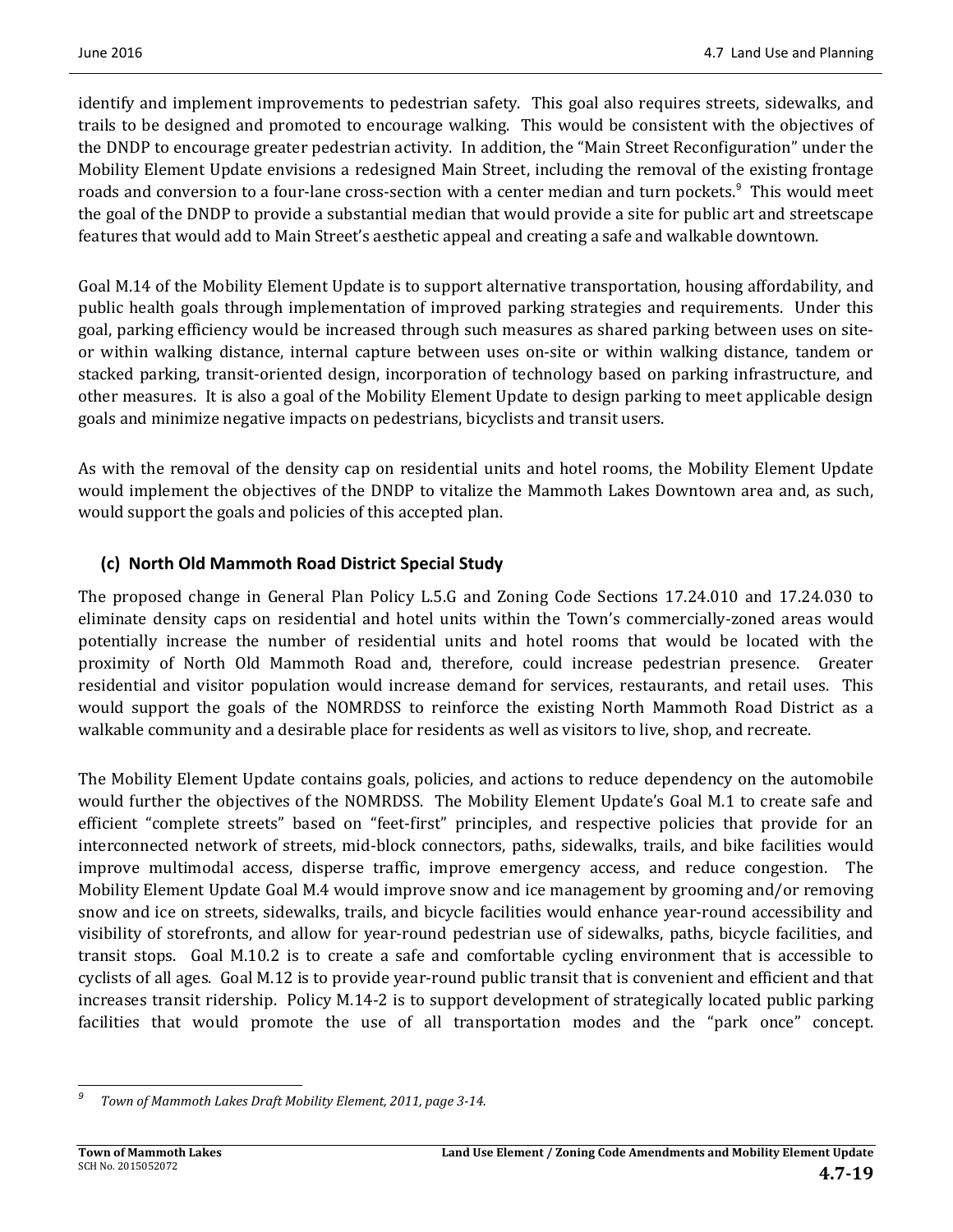identify and implement improvements to pedestrian safety. This goal also requires streets, sidewalks, and trails to be designed and promoted to encourage walking. This would be consistent with the objectives of the DNDP to encourage greater pedestrian activity. In addition, the "Main Street Reconfiguration" under the Mobility Element Update envisions a redesigned Main Street, including the removal of the existing frontage roads and conversion to a four-lane cross-section with a center median and turn pockets.[9] This would meet the goal of the DNDP to provide a substantial median that would provide a site for public art and streetscape features that would add to Main Street's aesthetic appeal and creating a safe and walkable downtown.

Goal M.14 of the Mobility Element Update is to support alternative transportation, housing affordability, and public health goals through implementation of improved parking strategies and requirements. Under this goal, parking efficiency would be increased through such measures as shared parking between uses on-site- or within walking distance, internal capture between uses on-site or within walking distance, tandem or stacked parking, transit-oriented design, incorporation of technology based on parking infrastructure, and other measures. It is also a goal of the Mobility Element Update to design parking to meet applicable design goals and minimize negative impacts on pedestrians, bicyclists and transit users.

As with the removal of the density cap on residential units and hotel rooms, the Mobility Element Update would implement the objectives of the DNDP to vitalize the Mammoth Lakes Downtown area and, as such, would support the goals and policies of this accepted plan.

### (c) North Old Mammoth Road District Special Study

The proposed change in General Plan Policy L.5.G and Zoning Code Sections 17.24.010 and 17.24.030 to eliminate density caps on residential and hotel units within the Town's commercially-zoned areas would potentially increase the number of residential units and hotel rooms that would be located with the proximity of North Old Mammoth Road and, therefore, could increase pedestrian presence. Greater residential and visitor population would increase demand for services, restaurants, and retail uses. This would support the goals of the NOMRDSS to reinforce the existing North Mammoth Road District as a walkable community and a desirable place for residents as well as visitors to live, shop, and recreate.

The Mobility Element Update contains goals, policies, and actions to reduce dependency on the automobile would further the objectives of the NOMRDSS. The Mobility Element Update's Goal M.1 to create safe and efficient "complete streets" based on "feet-first" principles, and respective policies that provide for an interconnected network of streets, mid-block connectors, paths, sidewalks, trails, and bike facilities would improve multimodal access, disperse traffic, improve emergency access, and reduce congestion. The Mobility Element Update Goal M.4 would improve snow and ice management by grooming and/or removing snow and ice on streets, sidewalks, trails, and bicycle facilities would enhance year-round accessibility and visibility of storefronts, and allow for year-round pedestrian use of sidewalks, paths, bicycle facilities, and transit stops. Goal M.10.2 is to create a safe and comfortable cycling environment that is accessible to cyclists of all ages. Goal M.12 is to provide year-round public transit that is convenient and efficient and that increases transit ridership. Policy M.14-2 is to support development of strategically located public parking facilities that would promote the use of all transportation modes and the "park once" concept.

---

[9] *Town of Mammoth Lakes Draft Mobility Element, 2011, page 3-14.*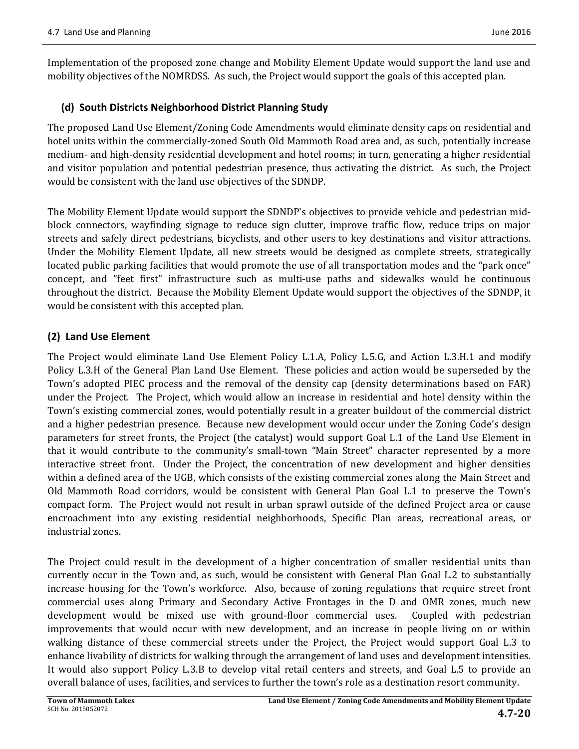Implementation of the proposed zone change and Mobility Element Update would support the land use and mobility objectives of the NOMRDSS. As such, the Project would support the goals of this accepted plan.

#### (d) South Districts Neighborhood District Planning Study

The proposed Land Use Element/Zoning Code Amendments would eliminate density caps on residential and hotel units within the commercially-zoned South Old Mammoth Road area and, as such, potentially increase medium- and high-density residential development and hotel rooms; in turn, generating a higher residential and visitor population and potential pedestrian presence, thus activating the district. As such, the Project would be consistent with the land use objectives of the SDNDP.

The Mobility Element Update would support the SDNDP's objectives to provide vehicle and pedestrian mid-block connectors, wayfinding signage to reduce sign clutter, improve traffic flow, reduce trips on major streets and safely direct pedestrians, bicyclists, and other users to key destinations and visitor attractions. Under the Mobility Element Update, all new streets would be designed as complete streets, strategically located public parking facilities that would promote the use of all transportation modes and the "park once" concept, and "feet first" infrastructure such as multi-use paths and sidewalks would be continuous throughout the district. Because the Mobility Element Update would support the objectives of the SDNDP, it would be consistent with this accepted plan.

### (2) Land Use Element

The Project would eliminate Land Use Element Policy L.1.A, Policy L.5.G, and Action L.3.H.1 and modify Policy L.3.H of the General Plan Land Use Element. These policies and action would be superseded by the Town's adopted PIEC process and the removal of the density cap (density determinations based on FAR) under the Project. The Project, which would allow an increase in residential and hotel density within the Town's existing commercial zones, would potentially result in a greater buildout of the commercial district and a higher pedestrian presence. Because new development would occur under the Zoning Code's design parameters for street fronts, the Project (the catalyst) would support Goal L.1 of the Land Use Element in that it would contribute to the community's small-town "Main Street" character represented by a more interactive street front. Under the Project, the concentration of new development and higher densities within a defined area of the UGB, which consists of the existing commercial zones along the Main Street and Old Mammoth Road corridors, would be consistent with General Plan Goal L.1 to preserve the Town's compact form. The Project would not result in urban sprawl outside of the defined Project area or cause encroachment into any existing residential neighborhoods, Specific Plan areas, recreational areas, or industrial zones.

The Project could result in the development of a higher concentration of smaller residential units than currently occur in the Town and, as such, would be consistent with General Plan Goal L.2 to substantially increase housing for the Town's workforce. Also, because of zoning regulations that require street front commercial uses along Primary and Secondary Active Frontages in the D and OMR zones, much new development would be mixed use with ground-floor commercial uses. Coupled with pedestrian improvements that would occur with new development, and an increase in people living on or within walking distance of these commercial streets under the Project, the Project would support Goal L.3 to enhance livability of districts for walking through the arrangement of land uses and development intensities. It would also support Policy L.3.B to develop vital retail centers and streets, and Goal L.5 to provide an overall balance of uses, facilities, and services to further the town's role as a destination resort community.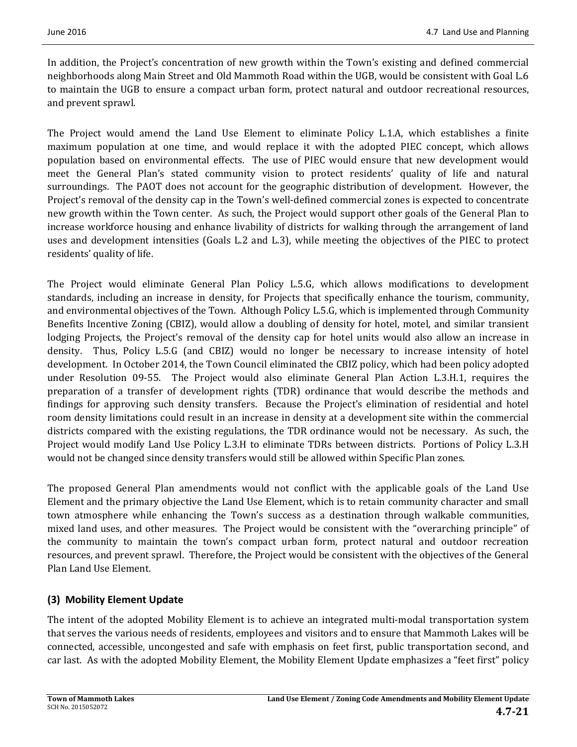In addition, the Project's concentration of new growth within the Town's existing and defined commercial neighborhoods along Main Street and Old Mammoth Road within the UGB, would be consistent with Goal L.6 to maintain the UGB to ensure a compact urban form, protect natural and outdoor recreational resources, and prevent sprawl.

The Project would amend the Land Use Element to eliminate Policy L.1.A, which establishes a finite maximum population at one time, and would replace it with the adopted PIEC concept, which allows population based on environmental effects. The use of PIEC would ensure that new development would meet the General Plan's stated community vision to protect residents' quality of life and natural surroundings. The PAOT does not account for the geographic distribution of development. However, the Project's removal of the density cap in the Town's well-defined commercial zones is expected to concentrate new growth within the Town center. As such, the Project would support other goals of the General Plan to increase workforce housing and enhance livability of districts for walking through the arrangement of land uses and development intensities (Goals L.2 and L.3), while meeting the objectives of the PIEC to protect residents' quality of life.

The Project would eliminate General Plan Policy L.5.G, which allows modifications to development standards, including an increase in density, for Projects that specifically enhance the tourism, community, and environmental objectives of the Town. Although Policy L.5.G, which is implemented through Community Benefits Incentive Zoning (CBIZ), would allow a doubling of density for hotel, motel, and similar transient lodging Projects, the Project's removal of the density cap for hotel units would also allow an increase in density. Thus, Policy L.5.G (and CBIZ) would no longer be necessary to increase intensity of hotel development. In October 2014, the Town Council eliminated the CBIZ policy, which had been policy adopted under Resolution 09-55. The Project would also eliminate General Plan Action L.3.H.1, requires the preparation of a transfer of development rights (TDR) ordinance that would describe the methods and findings for approving such density transfers. Because the Project's elimination of residential and hotel room density limitations could result in an increase in density at a development site within the commercial districts compared with the existing regulations, the TDR ordinance would not be necessary. As such, the Project would modify Land Use Policy L.3.H to eliminate TDRs between districts. Portions of Policy L.3.H would not be changed since density transfers would still be allowed within Specific Plan zones.

The proposed General Plan amendments would not conflict with the applicable goals of the Land Use Element and the primary objective the Land Use Element, which is to retain community character and small town atmosphere while enhancing the Town's success as a destination through walkable communities, mixed land uses, and other measures. The Project would be consistent with the "overarching principle" of the community to maintain the town's compact urban form, protect natural and outdoor recreation resources, and prevent sprawl. Therefore, the Project would be consistent with the objectives of the General Plan Land Use Element.

### (3) Mobility Element Update

The intent of the adopted Mobility Element is to achieve an integrated multi-modal transportation system that serves the various needs of residents, employees and visitors and to ensure that Mammoth Lakes will be connected, accessible, uncongested and safe with emphasis on feet first, public transportation second, and car last. As with the adopted Mobility Element, the Mobility Element Update emphasizes a "feet first" policy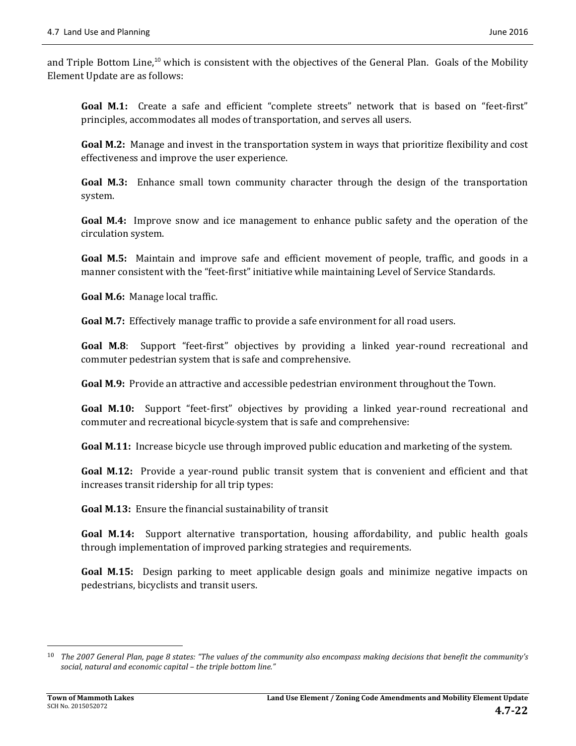and Triple Bottom Line,[10] which is consistent with the objectives of the General Plan. Goals of the Mobility Element Update are as follows:

**Goal M.1:** Create a safe and efficient "complete streets" network that is based on "feet-first" principles, accommodates all modes of transportation, and serves all users.

**Goal M.2:** Manage and invest in the transportation system in ways that prioritize flexibility and cost effectiveness and improve the user experience.

**Goal M.3:** Enhance small town community character through the design of the transportation system.

**Goal M.4:** Improve snow and ice management to enhance public safety and the operation of the circulation system.

**Goal M.5:** Maintain and improve safe and efficient movement of people, traffic, and goods in a manner consistent with the "feet-first" initiative while maintaining Level of Service Standards.

**Goal M.6:** Manage local traffic.

**Goal M.7:** Effectively manage traffic to provide a safe environment for all road users.

**Goal M.8**: Support "feet-first" objectives by providing a linked year-round recreational and commuter pedestrian system that is safe and comprehensive.

**Goal M.9:** Provide an attractive and accessible pedestrian environment throughout the Town.

**Goal M.10:** Support "feet-first" objectives by providing a linked year-round recreational and commuter and recreational bicycle-system that is safe and comprehensive:

**Goal M.11:** Increase bicycle use through improved public education and marketing of the system.

**Goal M.12:** Provide a year-round public transit system that is convenient and efficient and that increases transit ridership for all trip types:

**Goal M.13:** Ensure the financial sustainability of transit

**Goal M.14:** Support alternative transportation, housing affordability, and public health goals through implementation of improved parking strategies and requirements.

**Goal M.15:** Design parking to meet applicable design goals and minimize negative impacts on pedestrians, bicyclists and transit users.

---

[10] *The 2007 General Plan, page 8 states: "The values of the community also encompass making decisions that benefit the community's social, natural and economic capital – the triple bottom line."*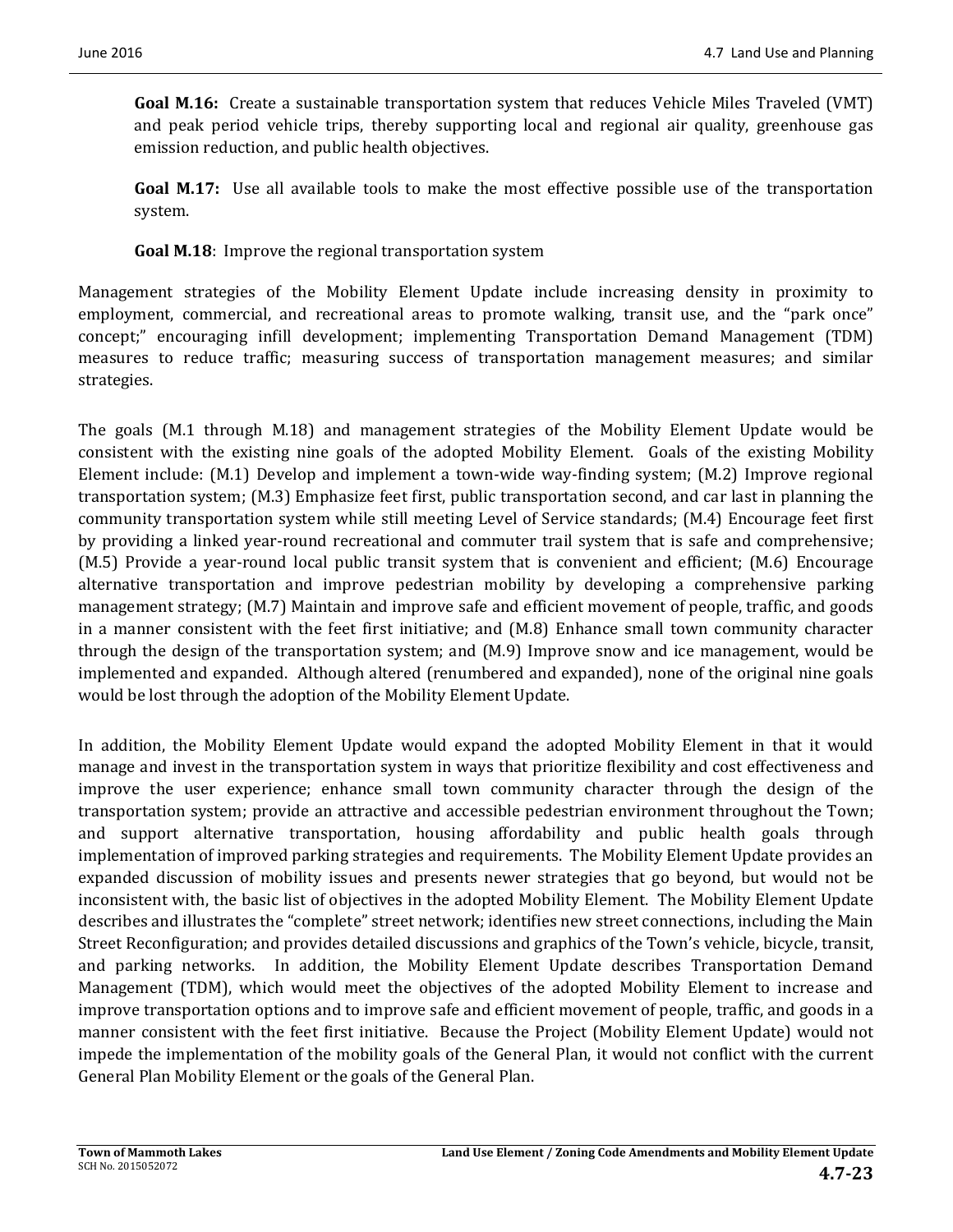**Goal M.16:** Create a sustainable transportation system that reduces Vehicle Miles Traveled (VMT) and peak period vehicle trips, thereby supporting local and regional air quality, greenhouse gas emission reduction, and public health objectives.

**Goal M.17:** Use all available tools to make the most effective possible use of the transportation system.

**Goal M.18**: Improve the regional transportation system

Management strategies of the Mobility Element Update include increasing density in proximity to employment, commercial, and recreational areas to promote walking, transit use, and the "park once" concept;" encouraging infill development; implementing Transportation Demand Management (TDM) measures to reduce traffic; measuring success of transportation management measures; and similar strategies.

The goals (M.1 through M.18) and management strategies of the Mobility Element Update would be consistent with the existing nine goals of the adopted Mobility Element. Goals of the existing Mobility Element include: (M.1) Develop and implement a town-wide way-finding system; (M.2) Improve regional transportation system; (M.3) Emphasize feet first, public transportation second, and car last in planning the community transportation system while still meeting Level of Service standards; (M.4) Encourage feet first by providing a linked year-round recreational and commuter trail system that is safe and comprehensive; (M.5) Provide a year-round local public transit system that is convenient and efficient; (M.6) Encourage alternative transportation and improve pedestrian mobility by developing a comprehensive parking management strategy; (M.7) Maintain and improve safe and efficient movement of people, traffic, and goods in a manner consistent with the feet first initiative; and (M.8) Enhance small town community character through the design of the transportation system; and (M.9) Improve snow and ice management, would be implemented and expanded. Although altered (renumbered and expanded), none of the original nine goals would be lost through the adoption of the Mobility Element Update.

In addition, the Mobility Element Update would expand the adopted Mobility Element in that it would manage and invest in the transportation system in ways that prioritize flexibility and cost effectiveness and improve the user experience; enhance small town community character through the design of the transportation system; provide an attractive and accessible pedestrian environment throughout the Town; and support alternative transportation, housing affordability and public health goals through implementation of improved parking strategies and requirements. The Mobility Element Update provides an expanded discussion of mobility issues and presents newer strategies that go beyond, but would not be inconsistent with, the basic list of objectives in the adopted Mobility Element. The Mobility Element Update describes and illustrates the "complete" street network; identifies new street connections, including the Main Street Reconfiguration; and provides detailed discussions and graphics of the Town's vehicle, bicycle, transit, and parking networks. In addition, the Mobility Element Update describes Transportation Demand Management (TDM), which would meet the objectives of the adopted Mobility Element to increase and improve transportation options and to improve safe and efficient movement of people, traffic, and goods in a manner consistent with the feet first initiative. Because the Project (Mobility Element Update) would not impede the implementation of the mobility goals of the General Plan, it would not conflict with the current General Plan Mobility Element or the goals of the General Plan.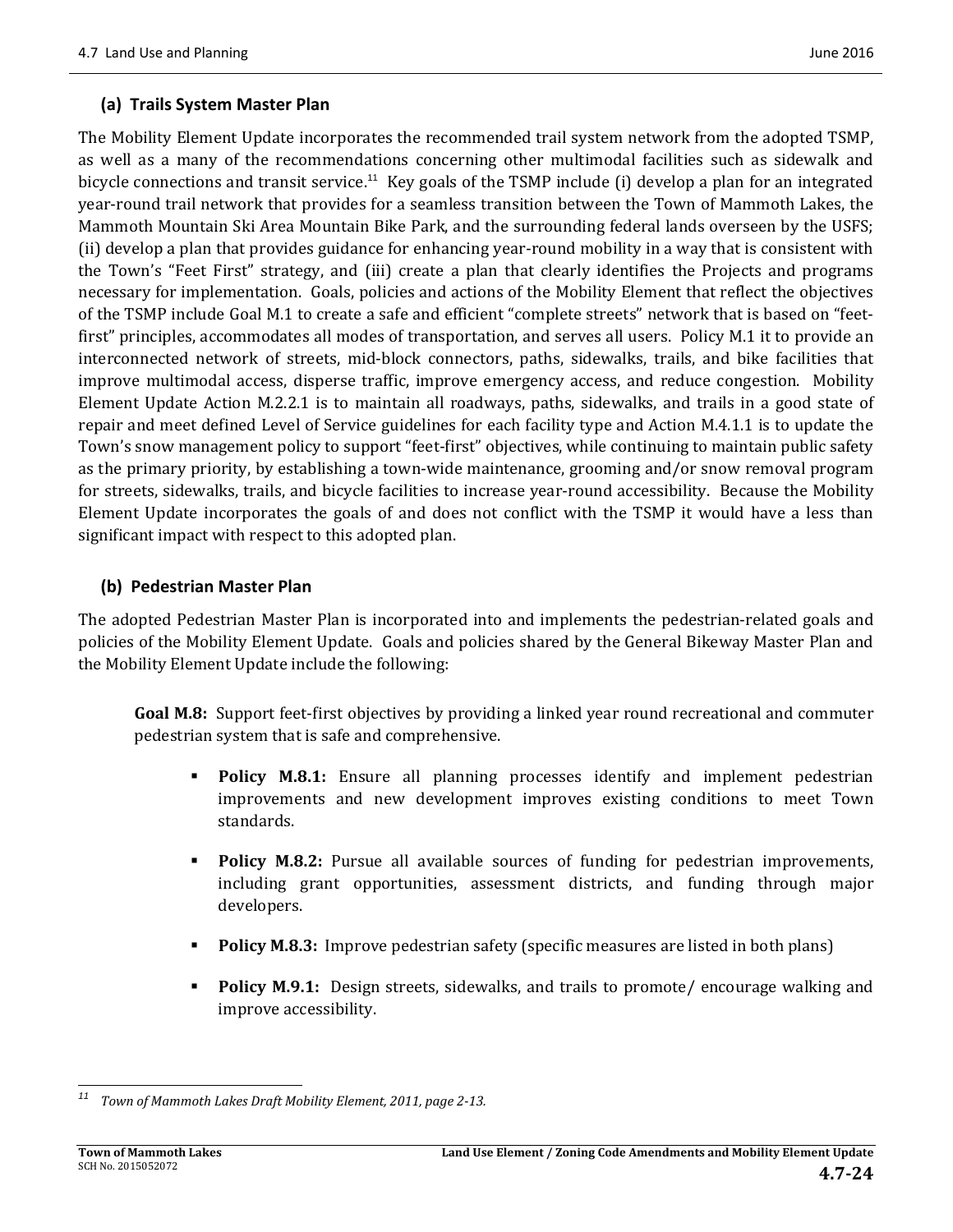### (a) Trails System Master Plan

The Mobility Element Update incorporates the recommended trail system network from the adopted TSMP, as well as a many of the recommendations concerning other multimodal facilities such as sidewalk and bicycle connections and transit service.[11] Key goals of the TSMP include (i) develop a plan for an integrated year-round trail network that provides for a seamless transition between the Town of Mammoth Lakes, the Mammoth Mountain Ski Area Mountain Bike Park, and the surrounding federal lands overseen by the USFS; (ii) develop a plan that provides guidance for enhancing year-round mobility in a way that is consistent with the Town's "Feet First" strategy, and (iii) create a plan that clearly identifies the Projects and programs necessary for implementation. Goals, policies and actions of the Mobility Element that reflect the objectives of the TSMP include Goal M.1 to create a safe and efficient "complete streets" network that is based on "feet-first" principles, accommodates all modes of transportation, and serves all users. Policy M.1 it to provide an interconnected network of streets, mid-block connectors, paths, sidewalks, trails, and bike facilities that improve multimodal access, disperse traffic, improve emergency access, and reduce congestion. Mobility Element Update Action M.2.2.1 is to maintain all roadways, paths, sidewalks, and trails in a good state of repair and meet defined Level of Service guidelines for each facility type and Action M.4.1.1 is to update the Town's snow management policy to support "feet-first" objectives, while continuing to maintain public safety as the primary priority, by establishing a town-wide maintenance, grooming and/or snow removal program for streets, sidewalks, trails, and bicycle facilities to increase year-round accessibility. Because the Mobility Element Update incorporates the goals of and does not conflict with the TSMP it would have a less than significant impact with respect to this adopted plan.

### (b) Pedestrian Master Plan

The adopted Pedestrian Master Plan is incorporated into and implements the pedestrian-related goals and policies of the Mobility Element Update. Goals and policies shared by the General Bikeway Master Plan and the Mobility Element Update include the following:

**Goal M.8:** Support feet-first objectives by providing a linked year round recreational and commuter pedestrian system that is safe and comprehensive.

- **Policy M.8.1:** Ensure all planning processes identify and implement pedestrian improvements and new development improves existing conditions to meet Town standards.
- **Policy M.8.2:** Pursue all available sources of funding for pedestrian improvements, including grant opportunities, assessment districts, and funding through major developers.
- **Policy M.8.3:** Improve pedestrian safety (specific measures are listed in both plans)
- **Policy M.9.1:** Design streets, sidewalks, and trails to promote/ encourage walking and improve accessibility.

---

[11] *Town of Mammoth Lakes Draft Mobility Element, 2011, page 2-13.*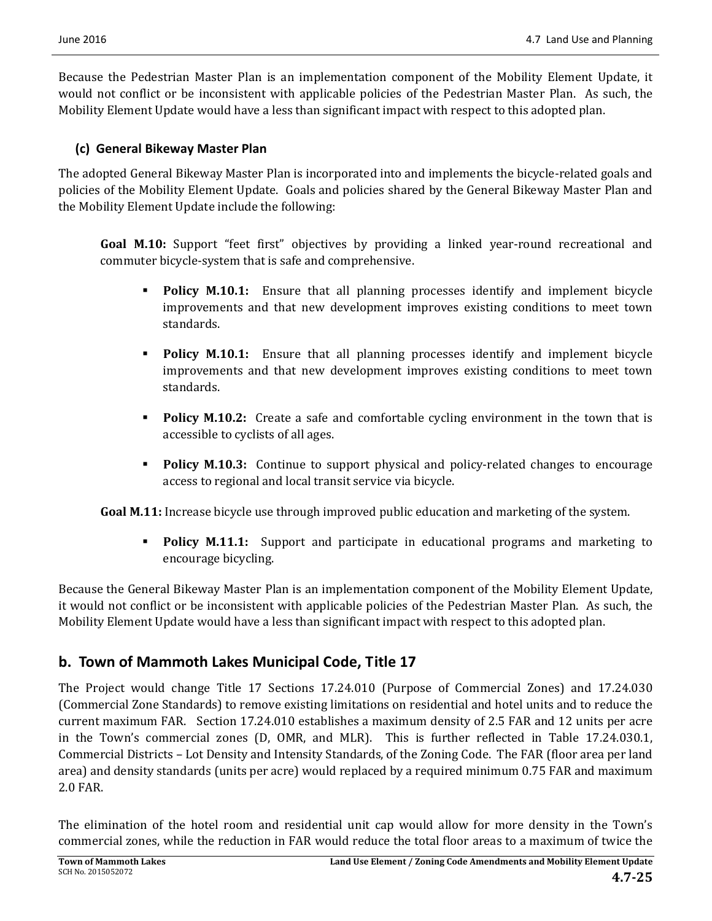Because the Pedestrian Master Plan is an implementation component of the Mobility Element Update, it would not conflict or be inconsistent with applicable policies of the Pedestrian Master Plan. As such, the Mobility Element Update would have a less than significant impact with respect to this adopted plan.

### (c) General Bikeway Master Plan

The adopted General Bikeway Master Plan is incorporated into and implements the bicycle-related goals and policies of the Mobility Element Update. Goals and policies shared by the General Bikeway Master Plan and the Mobility Element Update include the following:

**Goal M.10:** Support "feet first" objectives by providing a linked year-round recreational and commuter bicycle-system that is safe and comprehensive.

- **Policy M.10.1:** Ensure that all planning processes identify and implement bicycle improvements and that new development improves existing conditions to meet town standards.
- **Policy M.10.1:** Ensure that all planning processes identify and implement bicycle improvements and that new development improves existing conditions to meet town standards.
- **Policy M.10.2:** Create a safe and comfortable cycling environment in the town that is accessible to cyclists of all ages.
- **Policy M.10.3:** Continue to support physical and policy-related changes to encourage access to regional and local transit service via bicycle.

**Goal M.11:** Increase bicycle use through improved public education and marketing of the system.

- **Policy M.11.1:** Support and participate in educational programs and marketing to encourage bicycling.

Because the General Bikeway Master Plan is an implementation component of the Mobility Element Update, it would not conflict or be inconsistent with applicable policies of the Pedestrian Master Plan. As such, the Mobility Element Update would have a less than significant impact with respect to this adopted plan.

## b. Town of Mammoth Lakes Municipal Code, Title 17

The Project would change Title 17 Sections 17.24.010 (Purpose of Commercial Zones) and 17.24.030 (Commercial Zone Standards) to remove existing limitations on residential and hotel units and to reduce the current maximum FAR. Section 17.24.010 establishes a maximum density of 2.5 FAR and 12 units per acre in the Town's commercial zones (D, OMR, and MLR). This is further reflected in Table 17.24.030.1, Commercial Districts – Lot Density and Intensity Standards, of the Zoning Code. The FAR (floor area per land area) and density standards (units per acre) would replaced by a required minimum 0.75 FAR and maximum 2.0 FAR.

The elimination of the hotel room and residential unit cap would allow for more density in the Town's commercial zones, while the reduction in FAR would reduce the total floor areas to a maximum of twice the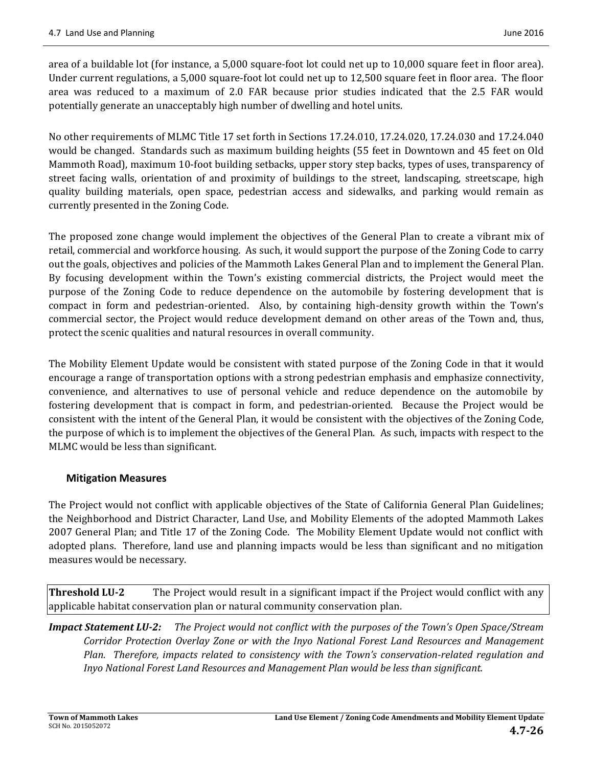area of a buildable lot (for instance, a 5,000 square-foot lot could net up to 10,000 square feet in floor area). Under current regulations, a 5,000 square-foot lot could net up to 12,500 square feet in floor area. The floor area was reduced to a maximum of 2.0 FAR because prior studies indicated that the 2.5 FAR would potentially generate an unacceptably high number of dwelling and hotel units.

No other requirements of MLMC Title 17 set forth in Sections 17.24.010, 17.24.020, 17.24.030 and 17.24.040 would be changed. Standards such as maximum building heights (55 feet in Downtown and 45 feet on Old Mammoth Road), maximum 10-foot building setbacks, upper story step backs, types of uses, transparency of street facing walls, orientation of and proximity of buildings to the street, landscaping, streetscape, high quality building materials, open space, pedestrian access and sidewalks, and parking would remain as currently presented in the Zoning Code.

The proposed zone change would implement the objectives of the General Plan to create a vibrant mix of retail, commercial and workforce housing. As such, it would support the purpose of the Zoning Code to carry out the goals, objectives and policies of the Mammoth Lakes General Plan and to implement the General Plan. By focusing development within the Town's existing commercial districts, the Project would meet the purpose of the Zoning Code to reduce dependence on the automobile by fostering development that is compact in form and pedestrian-oriented. Also, by containing high-density growth within the Town's commercial sector, the Project would reduce development demand on other areas of the Town and, thus, protect the scenic qualities and natural resources in overall community.

The Mobility Element Update would be consistent with stated purpose of the Zoning Code in that it would encourage a range of transportation options with a strong pedestrian emphasis and emphasize connectivity, convenience, and alternatives to use of personal vehicle and reduce dependence on the automobile by fostering development that is compact in form, and pedestrian-oriented. Because the Project would be consistent with the intent of the General Plan, it would be consistent with the objectives of the Zoning Code, the purpose of which is to implement the objectives of the General Plan. As such, impacts with respect to the MLMC would be less than significant.

### Mitigation Measures

The Project would not conflict with applicable objectives of the State of California General Plan Guidelines; the Neighborhood and District Character, Land Use, and Mobility Elements of the adopted Mammoth Lakes 2007 General Plan; and Title 17 of the Zoning Code. The Mobility Element Update would not conflict with adopted plans. Therefore, land use and planning impacts would be less than significant and no mitigation measures would be necessary.

| **Threshold LU-2** The Project would result in a significant impact if the Project would conflict with any applicable habitat conservation plan or natural community conservation plan. |
|---|

***Impact Statement LU-2:*** *The Project would not conflict with the purposes of the Town's Open Space/Stream Corridor Protection Overlay Zone or with the Inyo National Forest Land Resources and Management Plan. Therefore, impacts related to consistency with the Town's conservation-related regulation and Inyo National Forest Land Resources and Management Plan would be less than significant.*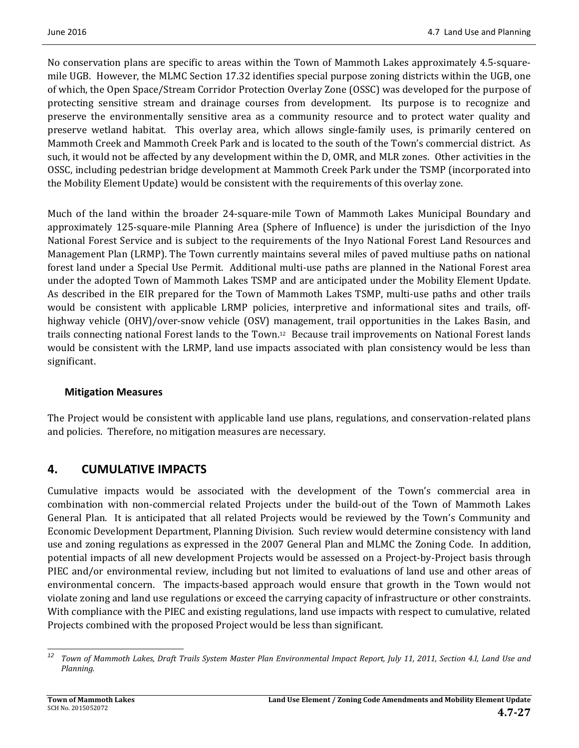No conservation plans are specific to areas within the Town of Mammoth Lakes approximately 4.5-square-mile UGB. However, the MLMC Section 17.32 identifies special purpose zoning districts within the UGB, one of which, the Open Space/Stream Corridor Protection Overlay Zone (OSSC) was developed for the purpose of protecting sensitive stream and drainage courses from development. Its purpose is to recognize and preserve the environmentally sensitive area as a community resource and to protect water quality and preserve wetland habitat. This overlay area, which allows single-family uses, is primarily centered on Mammoth Creek and Mammoth Creek Park and is located to the south of the Town's commercial district. As such, it would not be affected by any development within the D, OMR, and MLR zones. Other activities in the OSSC, including pedestrian bridge development at Mammoth Creek Park under the TSMP (incorporated into the Mobility Element Update) would be consistent with the requirements of this overlay zone.

Much of the land within the broader 24-square-mile Town of Mammoth Lakes Municipal Boundary and approximately 125-square-mile Planning Area (Sphere of Influence) is under the jurisdiction of the Inyo National Forest Service and is subject to the requirements of the Inyo National Forest Land Resources and Management Plan (LRMP). The Town currently maintains several miles of paved multiuse paths on national forest land under a Special Use Permit. Additional multi-use paths are planned in the National Forest area under the adopted Town of Mammoth Lakes TSMP and are anticipated under the Mobility Element Update. As described in the EIR prepared for the Town of Mammoth Lakes TSMP, multi-use paths and other trails would be consistent with applicable LRMP policies, interpretive and informational sites and trails, off-highway vehicle (OHV)/over-snow vehicle (OSV) management, trail opportunities in the Lakes Basin, and trails connecting national Forest lands to the Town.[12] Because trail improvements on National Forest lands would be consistent with the LRMP, land use impacts associated with plan consistency would be less than significant.

### Mitigation Measures

The Project would be consistent with applicable land use plans, regulations, and conservation-related plans and policies. Therefore, no mitigation measures are necessary.

## 4. CUMULATIVE IMPACTS

Cumulative impacts would be associated with the development of the Town's commercial area in combination with non-commercial related Projects under the build-out of the Town of Mammoth Lakes General Plan. It is anticipated that all related Projects would be reviewed by the Town's Community and Economic Development Department, Planning Division. Such review would determine consistency with land use and zoning regulations as expressed in the 2007 General Plan and MLMC the Zoning Code. In addition, potential impacts of all new development Projects would be assessed on a Project-by-Project basis through PIEC and/or environmental review, including but not limited to evaluations of land use and other areas of environmental concern. The impacts-based approach would ensure that growth in the Town would not violate zoning and land use regulations or exceed the carrying capacity of infrastructure or other constraints. With compliance with the PIEC and existing regulations, land use impacts with respect to cumulative, related Projects combined with the proposed Project would be less than significant.

---

[12] *Town of Mammoth Lakes, Draft Trails System Master Plan Environmental Impact Report, July 11, 2011, Section 4.I, Land Use and Planning.*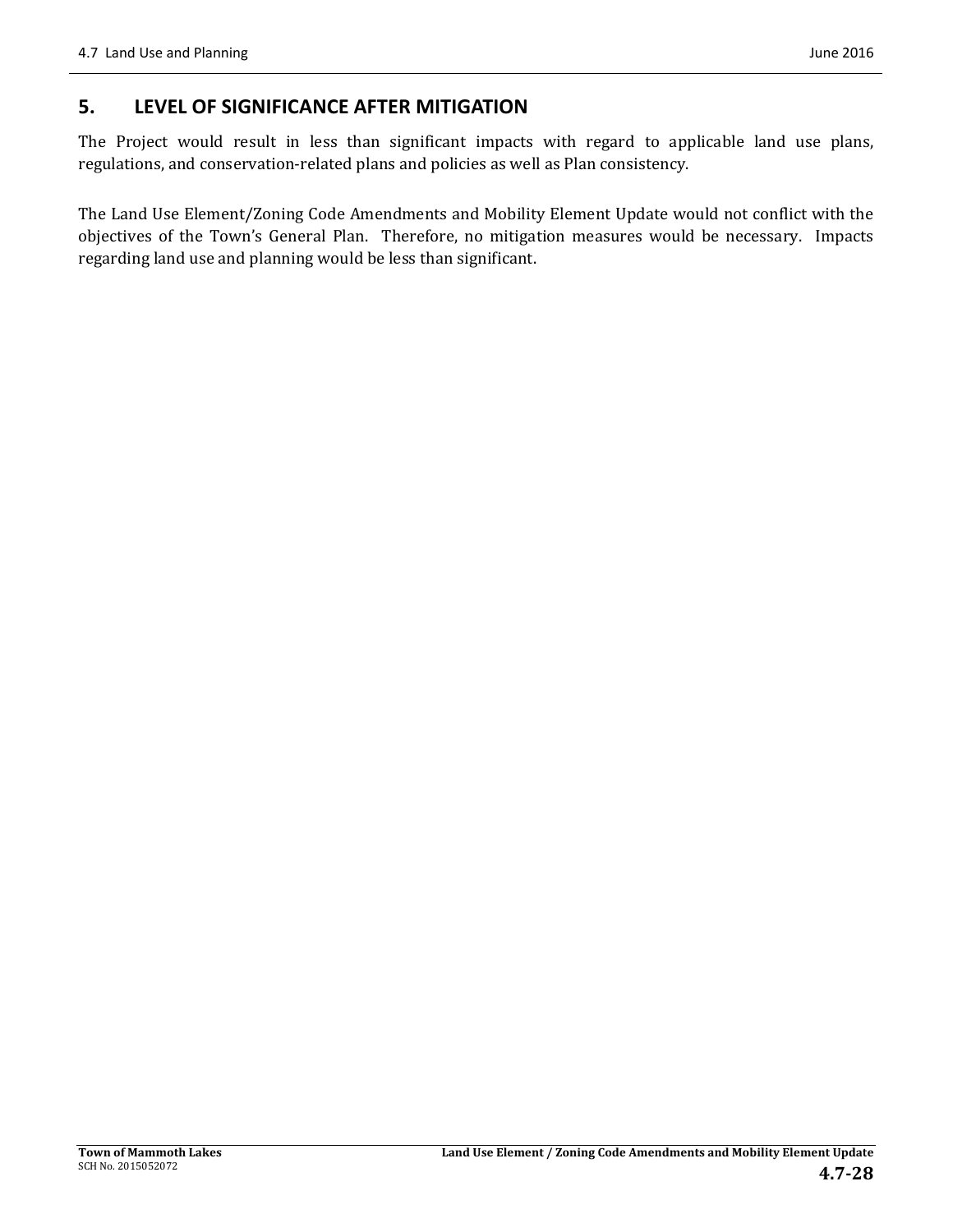## 5. LEVEL OF SIGNIFICANCE AFTER MITIGATION

The Project would result in less than significant impacts with regard to applicable land use plans, regulations, and conservation-related plans and policies as well as Plan consistency.

The Land Use Element/Zoning Code Amendments and Mobility Element Update would not conflict with the objectives of the Town's General Plan. Therefore, no mitigation measures would be necessary. Impacts regarding land use and planning would be less than significant.